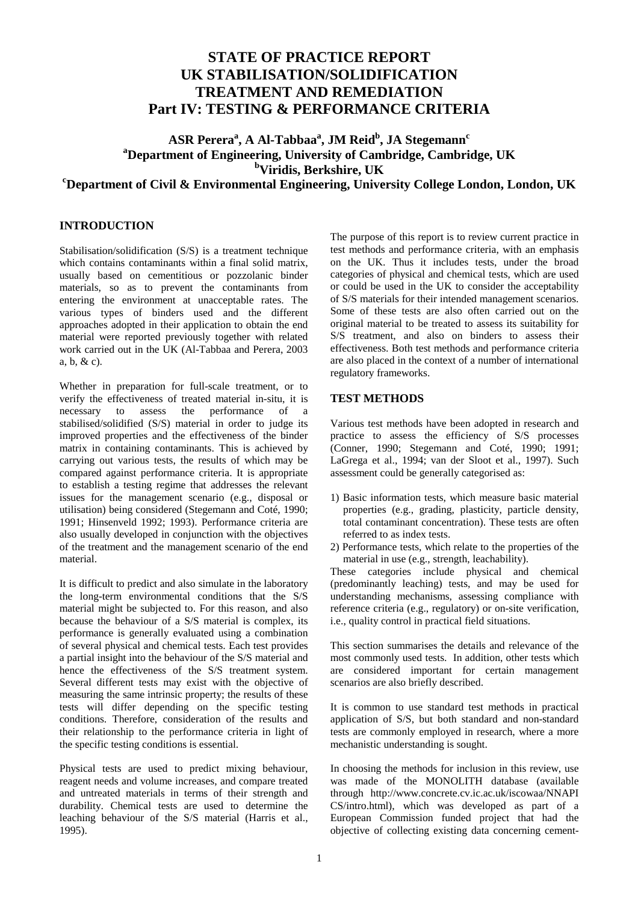# STATE OF PRACTICE REPORT
# UK STABILISATION/SOLIDIFICATION TREATMENT AND REMEDIATION
# Part IV: TESTING & PERFORMANCE CRITERIA

**ASR Perera[a], A Al-Tabbaa[a], JM Reid[b], JA Stegemann[c]**

**[a]Department of Engineering, University of Cambridge, Cambridge, UK**

**[b]Viridis, Berkshire, UK**

**[c]Department of Civil & Environmental Engineering, University College London, London, UK**

## INTRODUCTION

Stabilisation/solidification (S/S) is a treatment technique which contains contaminants within a final solid matrix, usually based on cementitious or pozzolanic binder materials, so as to prevent the contaminants from entering the environment at unacceptable rates. The various types of binders used and the different approaches adopted in their application to obtain the end material were reported previously together with related work carried out in the UK (Al-Tabbaa and Perera, 2003 a, b, & c).

Whether in preparation for full-scale treatment, or to verify the effectiveness of treated material in-situ, it is necessary to assess the performance of a stabilised/solidified (S/S) material in order to judge its improved properties and the effectiveness of the binder matrix in containing contaminants. This is achieved by carrying out various tests, the results of which may be compared against performance criteria. It is appropriate to establish a testing regime that addresses the relevant issues for the management scenario (e.g., disposal or utilisation) being considered (Stegemann and Coté, 1990; 1991; Hinsenveld 1992; 1993). Performance criteria are also usually developed in conjunction with the objectives of the treatment and the management scenario of the end material.

It is difficult to predict and also simulate in the laboratory the long-term environmental conditions that the S/S material might be subjected to. For this reason, and also because the behaviour of a S/S material is complex, its performance is generally evaluated using a combination of several physical and chemical tests. Each test provides a partial insight into the behaviour of the S/S material and hence the effectiveness of the S/S treatment system. Several different tests may exist with the objective of measuring the same intrinsic property; the results of these tests will differ depending on the specific testing conditions. Therefore, consideration of the results and their relationship to the performance criteria in light of the specific testing conditions is essential.

Physical tests are used to predict mixing behaviour, reagent needs and volume increases, and compare treated and untreated materials in terms of their strength and durability. Chemical tests are used to determine the leaching behaviour of the S/S material (Harris et al., 1995).

The purpose of this report is to review current practice in test methods and performance criteria, with an emphasis on the UK. Thus it includes tests, under the broad categories of physical and chemical tests, which are used or could be used in the UK to consider the acceptability of S/S materials for their intended management scenarios. Some of these tests are also often carried out on the original material to be treated to assess its suitability for S/S treatment, and also on binders to assess their effectiveness. Both test methods and performance criteria are also placed in the context of a number of international regulatory frameworks.

## TEST METHODS

Various test methods have been adopted in research and practice to assess the efficiency of S/S processes (Conner, 1990; Stegemann and Coté, 1990; 1991; LaGrega et al., 1994; van der Sloot et al., 1997). Such assessment could be generally categorised as:

1) Basic information tests, which measure basic material properties (e.g., grading, plasticity, particle density, total contaminant concentration). These tests are often referred to as index tests.
2) Performance tests, which relate to the properties of the material in use (e.g., strength, leachability).

These categories include physical and chemical (predominantly leaching) tests, and may be used for understanding mechanisms, assessing compliance with reference criteria (e.g., regulatory) or on-site verification, i.e., quality control in practical field situations.

This section summarises the details and relevance of the most commonly used tests. In addition, other tests which are considered important for certain management scenarios are also briefly described.

It is common to use standard test methods in practical application of S/S, but both standard and non-standard tests are commonly employed in research, where a more mechanistic understanding is sought.

In choosing the methods for inclusion in this review, use was made of the MONOLITH database (available through http://www.concrete.cv.ic.ac.uk/iscowaa/NNAPICS/intro.html), which was developed as part of a European Commission funded project that had the objective of collecting existing data concerning cement-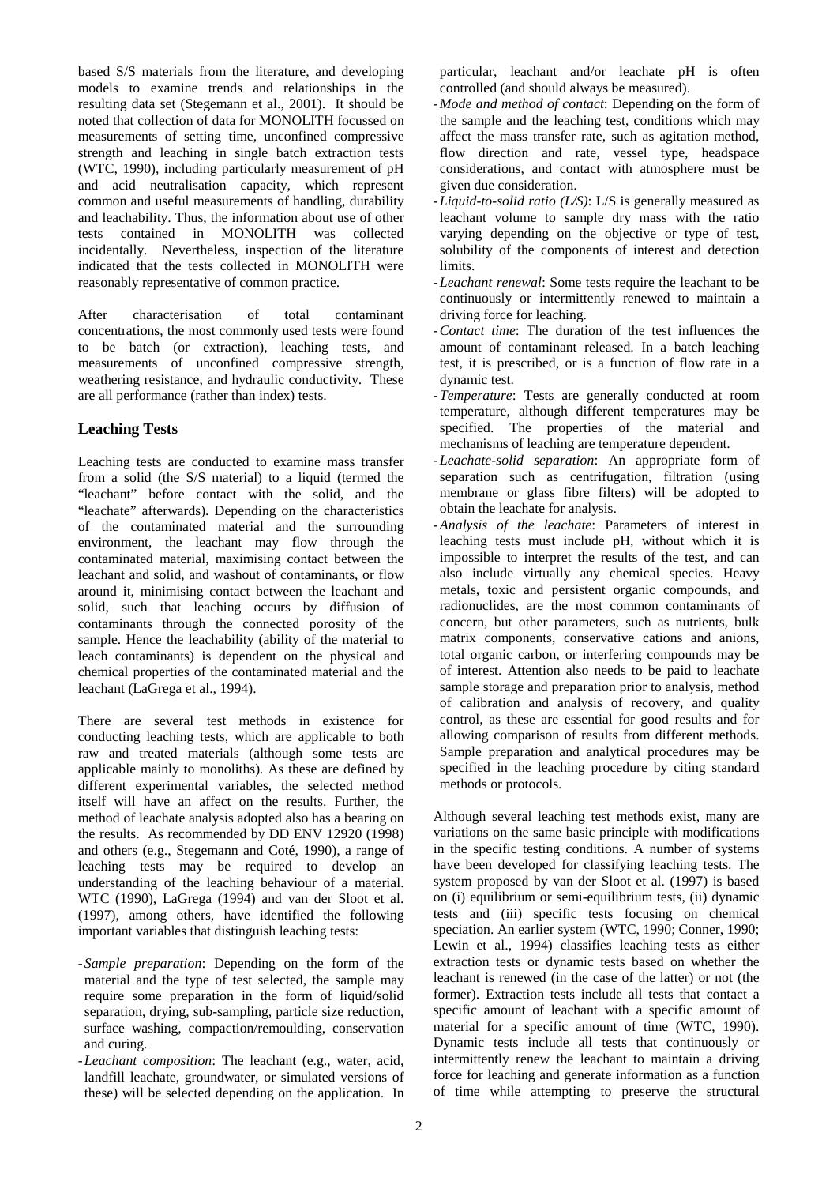based S/S materials from the literature, and developing models to examine trends and relationships in the resulting data set (Stegemann et al., 2001). It should be noted that collection of data for MONOLITH focussed on measurements of setting time, unconfined compressive strength and leaching in single batch extraction tests (WTC, 1990), including particularly measurement of pH and acid neutralisation capacity, which represent common and useful measurements of handling, durability and leachability. Thus, the information about use of other tests contained in MONOLITH was collected incidentally. Nevertheless, inspection of the literature indicated that the tests collected in MONOLITH were reasonably representative of common practice.

After characterisation of total contaminant concentrations, the most commonly used tests were found to be batch (or extraction), leaching tests, and measurements of unconfined compressive strength, weathering resistance, and hydraulic conductivity. These are all performance (rather than index) tests.

## Leaching Tests

Leaching tests are conducted to examine mass transfer from a solid (the S/S material) to a liquid (termed the "leachant" before contact with the solid, and the "leachate" afterwards). Depending on the characteristics of the contaminated material and the surrounding environment, the leachant may flow through the contaminated material, maximising contact between the leachant and solid, and washout of contaminants, or flow around it, minimising contact between the leachant and solid, such that leaching occurs by diffusion of contaminants through the connected porosity of the sample. Hence the leachability (ability of the material to leach contaminants) is dependent on the physical and chemical properties of the contaminated material and the leachant (LaGrega et al., 1994).

There are several test methods in existence for conducting leaching tests, which are applicable to both raw and treated materials (although some tests are applicable mainly to monoliths). As these are defined by different experimental variables, the selected method itself will have an affect on the results. Further, the method of leachate analysis adopted also has a bearing on the results. As recommended by DD ENV 12920 (1998) and others (e.g., Stegemann and Coté, 1990), a range of leaching tests may be required to develop an understanding of the leaching behaviour of a material. WTC (1990), LaGrega (1994) and van der Sloot et al. (1997), among others, have identified the following important variables that distinguish leaching tests:

- *Sample preparation*: Depending on the form of the material and the type of test selected, the sample may require some preparation in the form of liquid/solid separation, drying, sub-sampling, particle size reduction, surface washing, compaction/remoulding, conservation and curing.
- *Leachant composition*: The leachant (e.g., water, acid, landfill leachate, groundwater, or simulated versions of these) will be selected depending on the application. In particular, leachant and/or leachate pH is often controlled (and should always be measured).
- *Mode and method of contact*: Depending on the form of the sample and the leaching test, conditions which may affect the mass transfer rate, such as agitation method, flow direction and rate, vessel type, headspace considerations, and contact with atmosphere must be given due consideration.
- *Liquid-to-solid ratio (L/S)*: L/S is generally measured as leachant volume to sample dry mass with the ratio varying depending on the objective or type of test, solubility of the components of interest and detection limits.
- *Leachant renewal*: Some tests require the leachant to be continuously or intermittently renewed to maintain a driving force for leaching.
- *Contact time*: The duration of the test influences the amount of contaminant released. In a batch leaching test, it is prescribed, or is a function of flow rate in a dynamic test.
- *Temperature*: Tests are generally conducted at room temperature, although different temperatures may be specified. The properties of the material and mechanisms of leaching are temperature dependent.
- *Leachate-solid separation*: An appropriate form of separation such as centrifugation, filtration (using membrane or glass fibre filters) will be adopted to obtain the leachate for analysis.
- *Analysis of the leachate*: Parameters of interest in leaching tests must include pH, without which it is impossible to interpret the results of the test, and can also include virtually any chemical species. Heavy metals, toxic and persistent organic compounds, and radionuclides, are the most common contaminants of concern, but other parameters, such as nutrients, bulk matrix components, conservative cations and anions, total organic carbon, or interfering compounds may be of interest. Attention also needs to be paid to leachate sample storage and preparation prior to analysis, method of calibration and analysis of recovery, and quality control, as these are essential for good results and for allowing comparison of results from different methods. Sample preparation and analytical procedures may be specified in the leaching procedure by citing standard methods or protocols.

Although several leaching test methods exist, many are variations on the same basic principle with modifications in the specific testing conditions. A number of systems have been developed for classifying leaching tests. The system proposed by van der Sloot et al. (1997) is based on (i) equilibrium or semi-equilibrium tests, (ii) dynamic tests and (iii) specific tests focusing on chemical speciation. An earlier system (WTC, 1990; Conner, 1990; Lewin et al., 1994) classifies leaching tests as either extraction tests or dynamic tests based on whether the leachant is renewed (in the case of the latter) or not (the former). Extraction tests include all tests that contact a specific amount of leachant with a specific amount of material for a specific amount of time (WTC, 1990). Dynamic tests include all tests that continuously or intermittently renew the leachant to maintain a driving force for leaching and generate information as a function of time while attempting to preserve the structural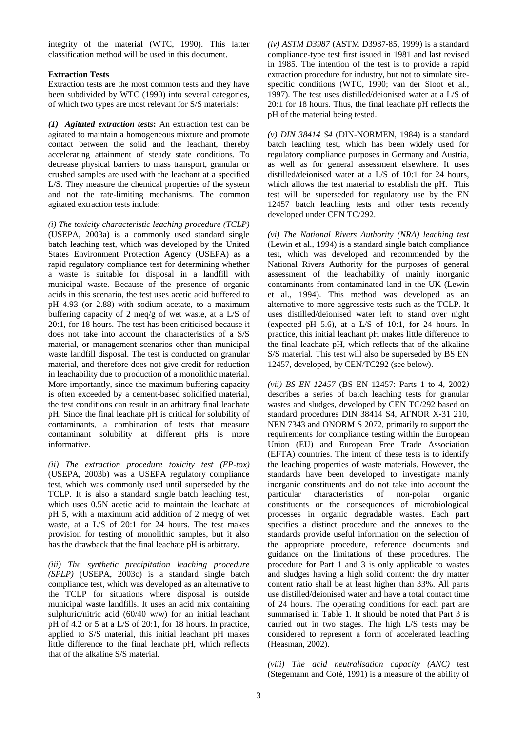integrity of the material (WTC, 1990). This latter classification method will be used in this document.

**Extraction Tests**

Extraction tests are the most common tests and they have been subdivided by WTC (1990) into several categories, of which two types are most relevant for S/S materials:

***(1) Agitated extraction tests*:** An extraction test can be agitated to maintain a homogeneous mixture and promote contact between the solid and the leachant, thereby accelerating attainment of steady state conditions. To decrease physical barriers to mass transport, granular or crushed samples are used with the leachant at a specified L/S. They measure the chemical properties of the system and not the rate-limiting mechanisms. The common agitated extraction tests include:

*(i) The toxicity characteristic leaching procedure (TCLP)* (USEPA, 2003a) is a commonly used standard single batch leaching test, which was developed by the United States Environment Protection Agency (USEPA) as a rapid regulatory compliance test for determining whether a waste is suitable for disposal in a landfill with municipal waste. Because of the presence of organic acids in this scenario, the test uses acetic acid buffered to pH 4.93 (or 2.88) with sodium acetate, to a maximum buffering capacity of 2 meq/g of wet waste, at a L/S of 20:1, for 18 hours. The test has been criticised because it does not take into account the characteristics of a S/S material, or management scenarios other than municipal waste landfill disposal. The test is conducted on granular material, and therefore does not give credit for reduction in leachability due to production of a monolithic material. More importantly, since the maximum buffering capacity is often exceeded by a cement-based solidified material, the test conditions can result in an arbitrary final leachate pH. Since the final leachate pH is critical for solubility of contaminants, a combination of tests that measure contaminant solubility at different pHs is more informative.

*(ii) The extraction procedure toxicity test (EP-tox)* (USEPA, 2003b) was a USEPA regulatory compliance test, which was commonly used until superseded by the TCLP. It is also a standard single batch leaching test, which uses 0.5N acetic acid to maintain the leachate at pH 5, with a maximum acid addition of 2 meq/g of wet waste, at a L/S of 20:1 for 24 hours. The test makes provision for testing of monolithic samples, but it also has the drawback that the final leachate pH is arbitrary.

*(iii) The synthetic precipitation leaching procedure (SPLP)* (USEPA, 2003c) is a standard single batch compliance test, which was developed as an alternative to the TCLP for situations where disposal is outside municipal waste landfills. It uses an acid mix containing sulphuric/nitric acid (60/40 w/w) for an initial leachant pH of 4.2 or 5 at a L/S of 20:1, for 18 hours. In practice, applied to S/S material, this initial leachant pH makes little difference to the final leachate pH, which reflects that of the alkaline S/S material.

*(iv) ASTM D3987* (ASTM D3987-85, 1999) is a standard compliance-type test first issued in 1981 and last revised in 1985. The intention of the test is to provide a rapid extraction procedure for industry, but not to simulate site-specific conditions (WTC, 1990; van der Sloot et al., 1997). The test uses distilled/deionised water at a L/S of 20:1 for 18 hours. Thus, the final leachate pH reflects the pH of the material being tested.

*(v) DIN 38414 S4* (DIN-NORMEN, 1984) is a standard batch leaching test, which has been widely used for regulatory compliance purposes in Germany and Austria, as well as for general assessment elsewhere. It uses distilled/deionised water at a L/S of 10:1 for 24 hours, which allows the test material to establish the pH. This test will be superseded for regulatory use by the EN 12457 batch leaching tests and other tests recently developed under CEN TC/292.

*(vi) The National Rivers Authority (NRA) leaching test* (Lewin et al., 1994) is a standard single batch compliance test, which was developed and recommended by the National Rivers Authority for the purposes of general assessment of the leachability of mainly inorganic contaminants from contaminated land in the UK (Lewin et al., 1994). This method was developed as an alternative to more aggressive tests such as the TCLP. It uses distilled/deionised water left to stand over night (expected pH 5.6), at a L/S of 10:1, for 24 hours. In practice, this initial leachant pH makes little difference to the final leachate pH, which reflects that of the alkaline S/S material. This test will also be superseded by BS EN 12457, developed, by CEN/TC292 (see below).

*(vii) BS EN 12457* (BS EN 12457: Parts 1 to 4, 2002) describes a series of batch leaching tests for granular wastes and sludges, developed by CEN TC/292 based on standard procedures DIN 38414 S4, AFNOR X-31 210, NEN 7343 and ONORM S 2072, primarily to support the requirements for compliance testing within the European Union (EU) and European Free Trade Association (EFTA) countries. The intent of these tests is to identify the leaching properties of waste materials. However, the standards have been developed to investigate mainly inorganic constituents and do not take into account the particular characteristics of non-polar organic constituents or the consequences of microbiological processes in organic degradable wastes. Each part specifies a distinct procedure and the annexes to the standards provide useful information on the selection of the appropriate procedure, reference documents and guidance on the limitations of these procedures. The procedure for Part 1 and 3 is only applicable to wastes and sludges having a high solid content: the dry matter content ratio shall be at least higher than 33%. All parts use distilled/deionised water and have a total contact time of 24 hours. The operating conditions for each part are summarised in Table 1. It should be noted that Part 3 is carried out in two stages. The high L/S tests may be considered to represent a form of accelerated leaching (Heasman, 2002).

*(viii) The acid neutralisation capacity (ANC)* test (Stegemann and Coté, 1991) is a measure of the ability of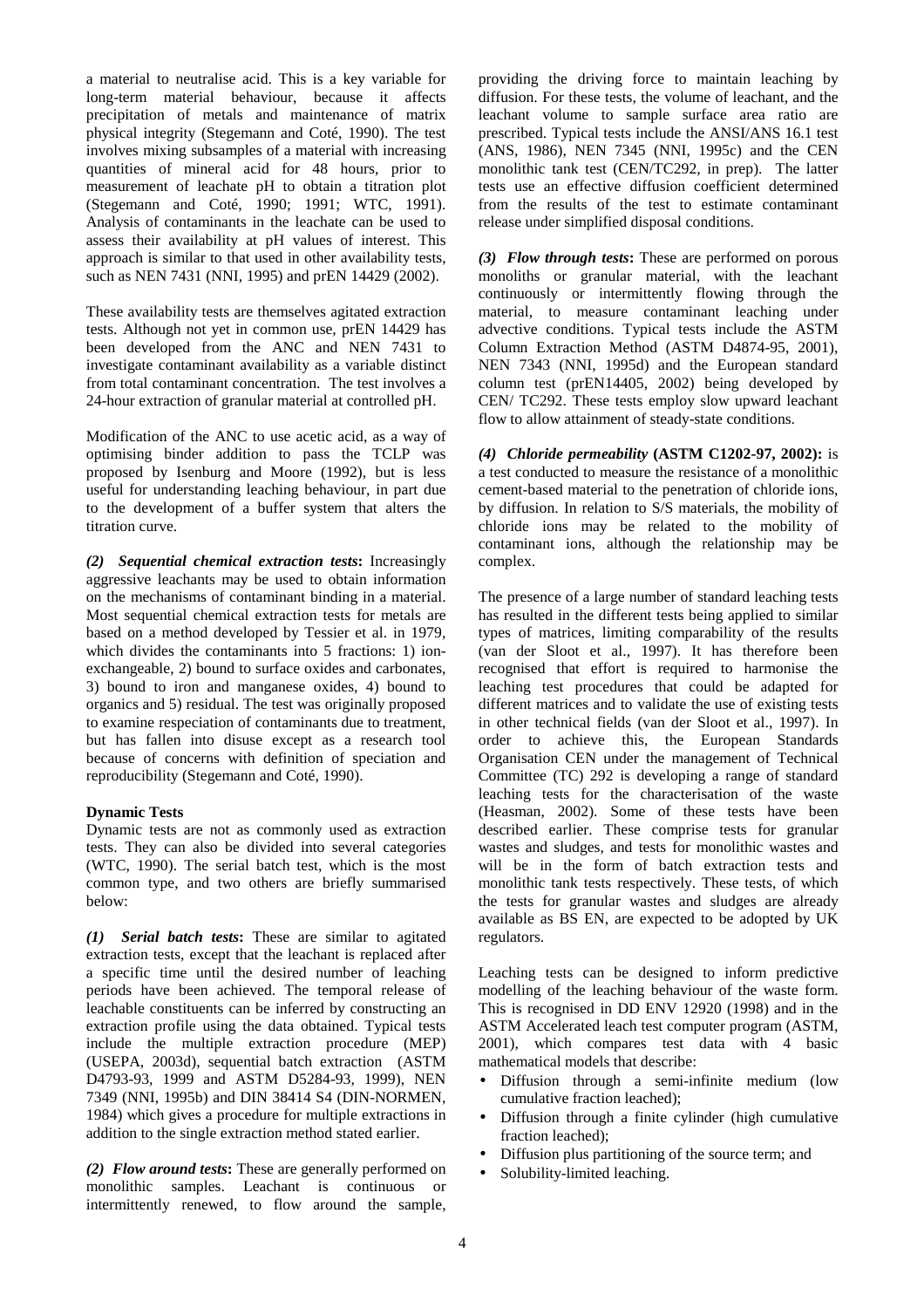a material to neutralise acid. This is a key variable for long-term material behaviour, because it affects precipitation of metals and maintenance of matrix physical integrity (Stegemann and Coté, 1990). The test involves mixing subsamples of a material with increasing quantities of mineral acid for 48 hours, prior to measurement of leachate pH to obtain a titration plot (Stegemann and Coté, 1990; 1991; WTC, 1991). Analysis of contaminants in the leachate can be used to assess their availability at pH values of interest. This approach is similar to that used in other availability tests, such as NEN 7431 (NNI, 1995) and prEN 14429 (2002).

These availability tests are themselves agitated extraction tests. Although not yet in common use, prEN 14429 has been developed from the ANC and NEN 7431 to investigate contaminant availability as a variable distinct from total contaminant concentration. The test involves a 24-hour extraction of granular material at controlled pH.

Modification of the ANC to use acetic acid, as a way of optimising binder addition to pass the TCLP was proposed by Isenburg and Moore (1992), but is less useful for understanding leaching behaviour, in part due to the development of a buffer system that alters the titration curve.

***(2) Sequential chemical extraction tests*:** Increasingly aggressive leachants may be used to obtain information on the mechanisms of contaminant binding in a material. Most sequential chemical extraction tests for metals are based on a method developed by Tessier et al. in 1979, which divides the contaminants into 5 fractions: 1) ion-exchangeable, 2) bound to surface oxides and carbonates, 3) bound to iron and manganese oxides, 4) bound to organics and 5) residual. The test was originally proposed to examine respeciation of contaminants due to treatment, but has fallen into disuse except as a research tool because of concerns with definition of speciation and reproducibility (Stegemann and Coté, 1990).

**Dynamic Tests**

Dynamic tests are not as commonly used as extraction tests. They can also be divided into several categories (WTC, 1990). The serial batch test, which is the most common type, and two others are briefly summarised below:

***(1) Serial batch tests*:** These are similar to agitated extraction tests, except that the leachant is replaced after a specific time until the desired number of leaching periods have been achieved. The temporal release of leachable constituents can be inferred by constructing an extraction profile using the data obtained. Typical tests include the multiple extraction procedure (MEP) (USEPA, 2003d), sequential batch extraction (ASTM D4793-93, 1999 and ASTM D5284-93, 1999), NEN 7349 (NNI, 1995b) and DIN 38414 S4 (DIN-NORMEN, 1984) which gives a procedure for multiple extractions in addition to the single extraction method stated earlier.

***(2) Flow around tests*:** These are generally performed on monolithic samples. Leachant is continuous or intermittently renewed, to flow around the sample, providing the driving force to maintain leaching by diffusion. For these tests, the volume of leachant, and the leachant volume to sample surface area ratio are prescribed. Typical tests include the ANSI/ANS 16.1 test (ANS, 1986), NEN 7345 (NNI, 1995c) and the CEN monolithic tank test (CEN/TC292, in prep). The latter tests use an effective diffusion coefficient determined from the results of the test to estimate contaminant release under simplified disposal conditions.

***(3) Flow through tests*:** These are performed on porous monoliths or granular material, with the leachant continuously or intermittently flowing through the material, to measure contaminant leaching under advective conditions. Typical tests include the ASTM Column Extraction Method (ASTM D4874-95, 2001), NEN 7343 (NNI, 1995d) and the European standard column test (prEN14405, 2002) being developed by CEN/ TC292. These tests employ slow upward leachant flow to allow attainment of steady-state conditions.

***(4) Chloride permeability* (ASTM C1202-97, 2002):** is a test conducted to measure the resistance of a monolithic cement-based material to the penetration of chloride ions, by diffusion. In relation to S/S materials, the mobility of chloride ions may be related to the mobility of contaminant ions, although the relationship may be complex.

The presence of a large number of standard leaching tests has resulted in the different tests being applied to similar types of matrices, limiting comparability of the results (van der Sloot et al., 1997). It has therefore been recognised that effort is required to harmonise the leaching test procedures that could be adapted for different matrices and to validate the use of existing tests in other technical fields (van der Sloot et al., 1997). In order to achieve this, the European Standards Organisation CEN under the management of Technical Committee (TC) 292 is developing a range of standard leaching tests for the characterisation of the waste (Heasman, 2002). Some of these tests have been described earlier. These comprise tests for granular wastes and sludges, and tests for monolithic wastes and will be in the form of batch extraction tests and monolithic tank tests respectively. These tests, of which the tests for granular wastes and sludges are already available as BS EN, are expected to be adopted by UK regulators.

Leaching tests can be designed to inform predictive modelling of the leaching behaviour of the waste form. This is recognised in DD ENV 12920 (1998) and in the ASTM Accelerated leach test computer program (ASTM, 2001), which compares test data with 4 basic mathematical models that describe:

- Diffusion through a semi-infinite medium (low cumulative fraction leached);
- Diffusion through a finite cylinder (high cumulative fraction leached);
- Diffusion plus partitioning of the source term; and
- Solubility-limited leaching.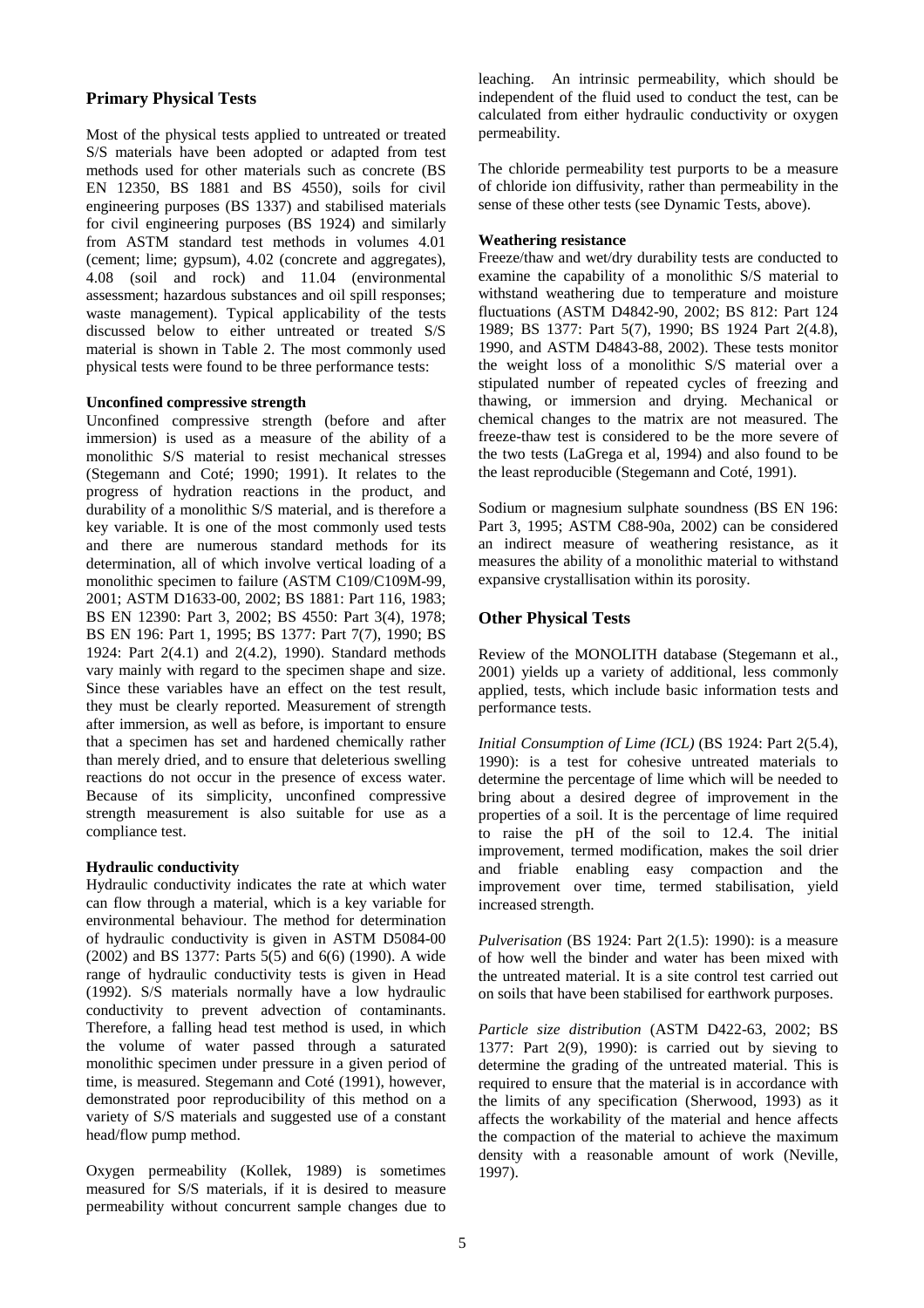## Primary Physical Tests

Most of the physical tests applied to untreated or treated S/S materials have been adopted or adapted from test methods used for other materials such as concrete (BS EN 12350, BS 1881 and BS 4550), soils for civil engineering purposes (BS 1337) and stabilised materials for civil engineering purposes (BS 1924) and similarly from ASTM standard test methods in volumes 4.01 (cement; lime; gypsum), 4.02 (concrete and aggregates), 4.08 (soil and rock) and 11.04 (environmental assessment; hazardous substances and oil spill responses; waste management). Typical applicability of the tests discussed below to either untreated or treated S/S material is shown in Table 2. The most commonly used physical tests were found to be three performance tests:

#### Unconfined compressive strength

Unconfined compressive strength (before and after immersion) is used as a measure of the ability of a monolithic S/S material to resist mechanical stresses (Stegemann and Coté; 1990; 1991). It relates to the progress of hydration reactions in the product, and durability of a monolithic S/S material, and is therefore a key variable. It is one of the most commonly used tests and there are numerous standard methods for its determination, all of which involve vertical loading of a monolithic specimen to failure (ASTM C109/C109M-99, 2001; ASTM D1633-00, 2002; BS 1881: Part 116, 1983; BS EN 12390: Part 3, 2002; BS 4550: Part 3(4), 1978; BS EN 196: Part 1, 1995; BS 1377: Part 7(7), 1990; BS 1924: Part 2(4.1) and 2(4.2), 1990). Standard methods vary mainly with regard to the specimen shape and size. Since these variables have an effect on the test result, they must be clearly reported. Measurement of strength after immersion, as well as before, is important to ensure that a specimen has set and hardened chemically rather than merely dried, and to ensure that deleterious swelling reactions do not occur in the presence of excess water. Because of its simplicity, unconfined compressive strength measurement is also suitable for use as a compliance test.

#### Hydraulic conductivity

Hydraulic conductivity indicates the rate at which water can flow through a material, which is a key variable for environmental behaviour. The method for determination of hydraulic conductivity is given in ASTM D5084-00 (2002) and BS 1377: Parts 5(5) and 6(6) (1990). A wide range of hydraulic conductivity tests is given in Head (1992). S/S materials normally have a low hydraulic conductivity to prevent advection of contaminants. Therefore, a falling head test method is used, in which the volume of water passed through a saturated monolithic specimen under pressure in a given period of time, is measured. Stegemann and Coté (1991), however, demonstrated poor reproducibility of this method on a variety of S/S materials and suggested use of a constant head/flow pump method.

Oxygen permeability (Kollek, 1989) is sometimes measured for S/S materials, if it is desired to measure permeability without concurrent sample changes due to leaching. An intrinsic permeability, which should be independent of the fluid used to conduct the test, can be calculated from either hydraulic conductivity or oxygen permeability.

The chloride permeability test purports to be a measure of chloride ion diffusivity, rather than permeability in the sense of these other tests (see Dynamic Tests, above).

#### Weathering resistance

Freeze/thaw and wet/dry durability tests are conducted to examine the capability of a monolithic S/S material to withstand weathering due to temperature and moisture fluctuations (ASTM D4842-90, 2002; BS 812: Part 124 1989; BS 1377: Part 5(7), 1990; BS 1924 Part 2(4.8), 1990, and ASTM D4843-88, 2002). These tests monitor the weight loss of a monolithic S/S material over a stipulated number of repeated cycles of freezing and thawing, or immersion and drying. Mechanical or chemical changes to the matrix are not measured. The freeze-thaw test is considered to be the more severe of the two tests (LaGrega et al, 1994) and also found to be the least reproducible (Stegemann and Coté, 1991).

Sodium or magnesium sulphate soundness (BS EN 196: Part 3, 1995; ASTM C88-90a, 2002) can be considered an indirect measure of weathering resistance, as it measures the ability of a monolithic material to withstand expansive crystallisation within its porosity.

## Other Physical Tests

Review of the MONOLITH database (Stegemann et al., 2001) yields up a variety of additional, less commonly applied, tests, which include basic information tests and performance tests.

*Initial Consumption of Lime (ICL)* (BS 1924: Part 2(5.4), 1990): is a test for cohesive untreated materials to determine the percentage of lime which will be needed to bring about a desired degree of improvement in the properties of a soil. It is the percentage of lime required to raise the pH of the soil to 12.4. The initial improvement, termed modification, makes the soil drier and friable enabling easy compaction and the improvement over time, termed stabilisation, yield increased strength.

*Pulverisation* (BS 1924: Part 2(1.5): 1990): is a measure of how well the binder and water has been mixed with the untreated material. It is a site control test carried out on soils that have been stabilised for earthwork purposes.

*Particle size distribution* (ASTM D422-63, 2002; BS 1377: Part 2(9), 1990): is carried out by sieving to determine the grading of the untreated material. This is required to ensure that the material is in accordance with the limits of any specification (Sherwood, 1993) as it affects the workability of the material and hence affects the compaction of the material to achieve the maximum density with a reasonable amount of work (Neville, 1997).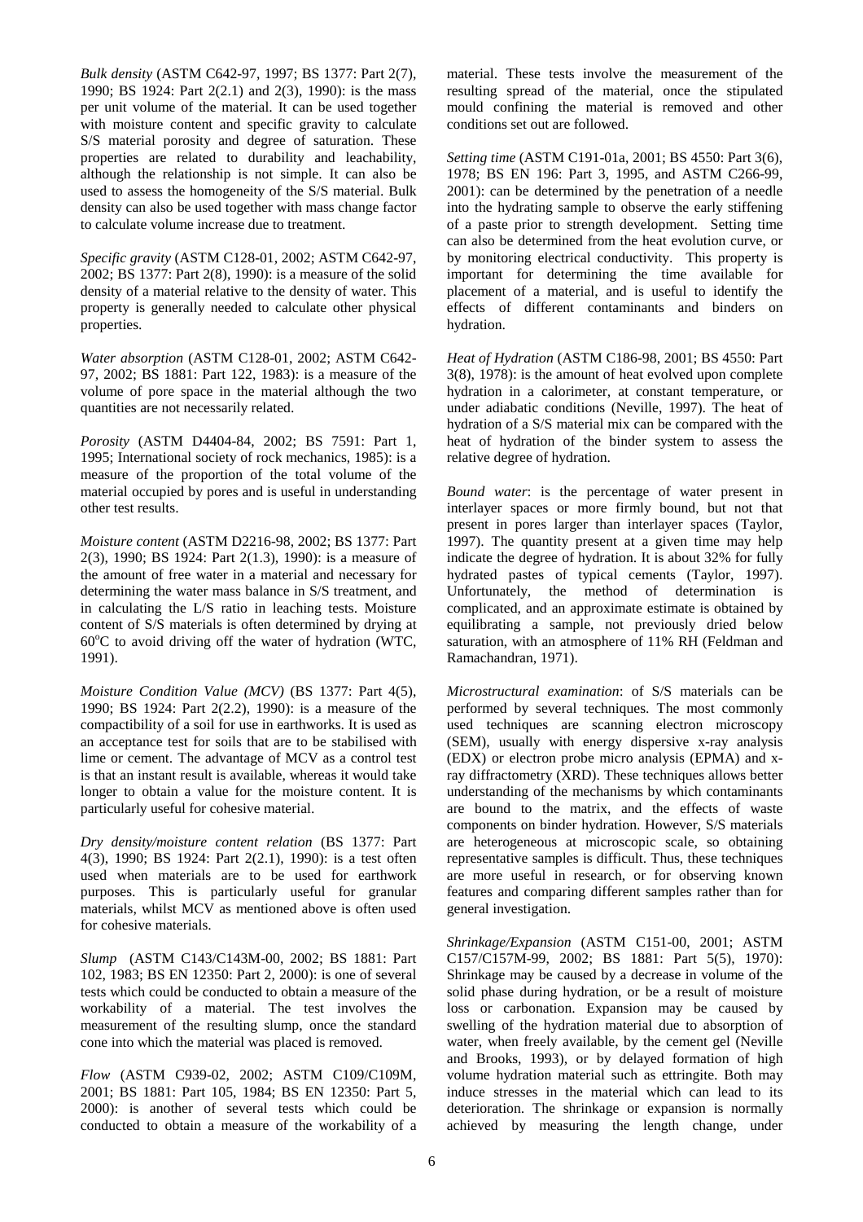*Bulk density* (ASTM C642-97, 1997; BS 1377: Part 2(7), 1990; BS 1924: Part 2(2.1) and 2(3), 1990): is the mass per unit volume of the material. It can be used together with moisture content and specific gravity to calculate S/S material porosity and degree of saturation. These properties are related to durability and leachability, although the relationship is not simple. It can also be used to assess the homogeneity of the S/S material. Bulk density can also be used together with mass change factor to calculate volume increase due to treatment.

*Specific gravity* (ASTM C128-01, 2002; ASTM C642-97, 2002; BS 1377: Part 2(8), 1990): is a measure of the solid density of a material relative to the density of water. This property is generally needed to calculate other physical properties.

*Water absorption* (ASTM C128-01, 2002; ASTM C642-97, 2002; BS 1881: Part 122, 1983): is a measure of the volume of pore space in the material although the two quantities are not necessarily related.

*Porosity* (ASTM D4404-84, 2002; BS 7591: Part 1, 1995; International society of rock mechanics, 1985): is a measure of the proportion of the total volume of the material occupied by pores and is useful in understanding other test results.

*Moisture content* (ASTM D2216-98, 2002; BS 1377: Part 2(3), 1990; BS 1924: Part 2(1.3), 1990): is a measure of the amount of free water in a material and necessary for determining the water mass balance in S/S treatment, and in calculating the L/S ratio in leaching tests. Moisture content of S/S materials is often determined by drying at $60^{o}$C to avoid driving off the water of hydration (WTC, 1991).

*Moisture Condition Value (MCV)* (BS 1377: Part 4(5), 1990; BS 1924: Part 2(2.2), 1990): is a measure of the compactibility of a soil for use in earthworks. It is used as an acceptance test for soils that are to be stabilised with lime or cement. The advantage of MCV as a control test is that an instant result is available, whereas it would take longer to obtain a value for the moisture content. It is particularly useful for cohesive material.

*Dry density/moisture content relation* (BS 1377: Part 4(3), 1990; BS 1924: Part 2(2.1), 1990): is a test often used when materials are to be used for earthwork purposes. This is particularly useful for granular materials, whilst MCV as mentioned above is often used for cohesive materials.

*Slump* (ASTM C143/C143M-00, 2002; BS 1881: Part 102, 1983; BS EN 12350: Part 2, 2000): is one of several tests which could be conducted to obtain a measure of the workability of a material. The test involves the measurement of the resulting slump, once the standard cone into which the material was placed is removed.

*Flow* (ASTM C939-02, 2002; ASTM C109/C109M, 2001; BS 1881: Part 105, 1984; BS EN 12350: Part 5, 2000): is another of several tests which could be conducted to obtain a measure of the workability of a material. These tests involve the measurement of the resulting spread of the material, once the stipulated mould confining the material is removed and other conditions set out are followed.

*Setting time* (ASTM C191-01a, 2001; BS 4550: Part 3(6), 1978; BS EN 196: Part 3, 1995, and ASTM C266-99, 2001): can be determined by the penetration of a needle into the hydrating sample to observe the early stiffening of a paste prior to strength development. Setting time can also be determined from the heat evolution curve, or by monitoring electrical conductivity. This property is important for determining the time available for placement of a material, and is useful to identify the effects of different contaminants and binders on hydration.

*Heat of Hydration* (ASTM C186-98, 2001; BS 4550: Part 3(8), 1978): is the amount of heat evolved upon complete hydration in a calorimeter, at constant temperature, or under adiabatic conditions (Neville, 1997). The heat of hydration of a S/S material mix can be compared with the heat of hydration of the binder system to assess the relative degree of hydration.

*Bound water*: is the percentage of water present in interlayer spaces or more firmly bound, but not that present in pores larger than interlayer spaces (Taylor, 1997). The quantity present at a given time may help indicate the degree of hydration. It is about 32% for fully hydrated pastes of typical cements (Taylor, 1997). Unfortunately, the method of determination is complicated, and an approximate estimate is obtained by equilibrating a sample, not previously dried below saturation, with an atmosphere of 11% RH (Feldman and Ramachandran, 1971).

*Microstructural examination*: of S/S materials can be performed by several techniques. The most commonly used techniques are scanning electron microscopy (SEM), usually with energy dispersive x-ray analysis (EDX) or electron probe micro analysis (EPMA) and x-ray diffractometry (XRD). These techniques allows better understanding of the mechanisms by which contaminants are bound to the matrix, and the effects of waste components on binder hydration. However, S/S materials are heterogeneous at microscopic scale, so obtaining representative samples is difficult. Thus, these techniques are more useful in research, or for observing known features and comparing different samples rather than for general investigation.

*Shrinkage/Expansion* (ASTM C151-00, 2001; ASTM C157/C157M-99, 2002; BS 1881: Part 5(5), 1970): Shrinkage may be caused by a decrease in volume of the solid phase during hydration, or be a result of moisture loss or carbonation. Expansion may be caused by swelling of the hydration material due to absorption of water, when freely available, by the cement gel (Neville and Brooks, 1993), or by delayed formation of high volume hydration material such as ettringite. Both may induce stresses in the material which can lead to its deterioration. The shrinkage or expansion is normally achieved by measuring the length change, under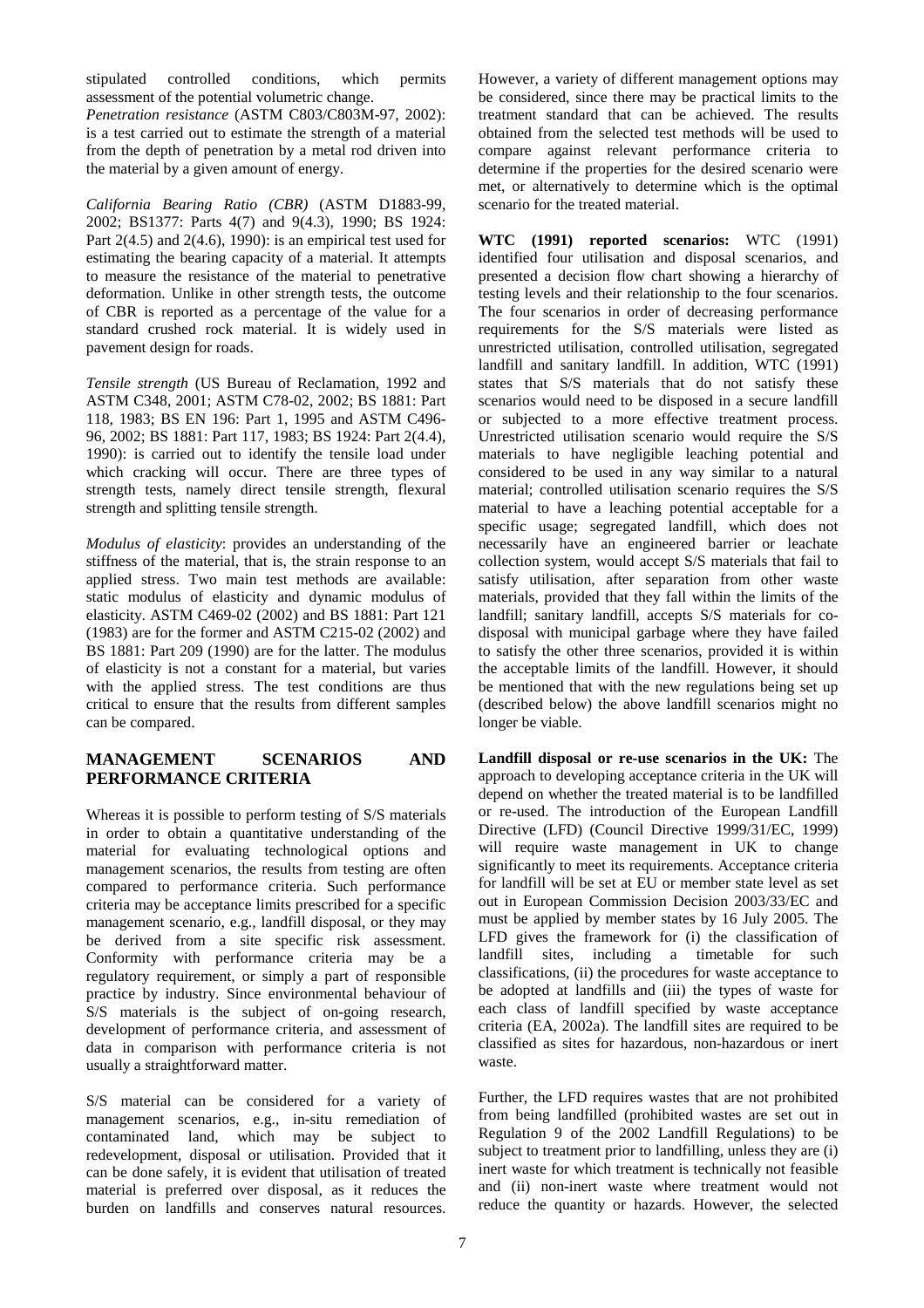stipulated controlled conditions, which permits assessment of the potential volumetric change.

*Penetration resistance* (ASTM C803/C803M-97, 2002): is a test carried out to estimate the strength of a material from the depth of penetration by a metal rod driven into the material by a given amount of energy.

*California Bearing Ratio (CBR)* (ASTM D1883-99, 2002; BS1377: Parts 4(7) and 9(4.3), 1990; BS 1924: Part 2(4.5) and 2(4.6), 1990): is an empirical test used for estimating the bearing capacity of a material. It attempts to measure the resistance of the material to penetrative deformation. Unlike in other strength tests, the outcome of CBR is reported as a percentage of the value for a standard crushed rock material. It is widely used in pavement design for roads.

*Tensile strength* (US Bureau of Reclamation, 1992 and ASTM C348, 2001; ASTM C78-02, 2002; BS 1881: Part 118, 1983; BS EN 196: Part 1, 1995 and ASTM C496-96, 2002; BS 1881: Part 117, 1983; BS 1924: Part 2(4.4), 1990): is carried out to identify the tensile load under which cracking will occur. There are three types of strength tests, namely direct tensile strength, flexural strength and splitting tensile strength.

*Modulus of elasticity*: provides an understanding of the stiffness of the material, that is, the strain response to an applied stress. Two main test methods are available: static modulus of elasticity and dynamic modulus of elasticity. ASTM C469-02 (2002) and BS 1881: Part 121 (1983) are for the former and ASTM C215-02 (2002) and BS 1881: Part 209 (1990) are for the latter. The modulus of elasticity is not a constant for a material, but varies with the applied stress. The test conditions are thus critical to ensure that the results from different samples can be compared.

## MANAGEMENT SCENARIOS AND PERFORMANCE CRITERIA

Whereas it is possible to perform testing of S/S materials in order to obtain a quantitative understanding of the material for evaluating technological options and management scenarios, the results from testing are often compared to performance criteria. Such performance criteria may be acceptance limits prescribed for a specific management scenario, e.g., landfill disposal, or they may be derived from a site specific risk assessment. Conformity with performance criteria may be a regulatory requirement, or simply a part of responsible practice by industry. Since environmental behaviour of S/S materials is the subject of on-going research, development of performance criteria, and assessment of data in comparison with performance criteria is not usually a straightforward matter.

S/S material can be considered for a variety of management scenarios, e.g., in-situ remediation of contaminated land, which may be subject to redevelopment, disposal or utilisation. Provided that it can be done safely, it is evident that utilisation of treated material is preferred over disposal, as it reduces the burden on landfills and conserves natural resources. However, a variety of different management options may be considered, since there may be practical limits to the treatment standard that can be achieved. The results obtained from the selected test methods will be used to compare against relevant performance criteria to determine if the properties for the desired scenario were met, or alternatively to determine which is the optimal scenario for the treated material.

**WTC (1991) reported scenarios:** WTC (1991) identified four utilisation and disposal scenarios, and presented a decision flow chart showing a hierarchy of testing levels and their relationship to the four scenarios. The four scenarios in order of decreasing performance requirements for the S/S materials were listed as unrestricted utilisation, controlled utilisation, segregated landfill and sanitary landfill. In addition, WTC (1991) states that S/S materials that do not satisfy these scenarios would need to be disposed in a secure landfill or subjected to a more effective treatment process. Unrestricted utilisation scenario would require the S/S materials to have negligible leaching potential and considered to be used in any way similar to a natural material; controlled utilisation scenario requires the S/S material to have a leaching potential acceptable for a specific usage; segregated landfill, which does not necessarily have an engineered barrier or leachate collection system, would accept S/S materials that fail to satisfy utilisation, after separation from other waste materials, provided that they fall within the limits of the landfill; sanitary landfill, accepts S/S materials for co-disposal with municipal garbage where they have failed to satisfy the other three scenarios, provided it is within the acceptable limits of the landfill. However, it should be mentioned that with the new regulations being set up (described below) the above landfill scenarios might no longer be viable.

**Landfill disposal or re-use scenarios in the UK:** The approach to developing acceptance criteria in the UK will depend on whether the treated material is to be landfilled or re-used. The introduction of the European Landfill Directive (LFD) (Council Directive 1999/31/EC, 1999) will require waste management in UK to change significantly to meet its requirements. Acceptance criteria for landfill will be set at EU or member state level as set out in European Commission Decision 2003/33/EC and must be applied by member states by 16 July 2005. The LFD gives the framework for (i) the classification of landfill sites, including a timetable for such classifications, (ii) the procedures for waste acceptance to be adopted at landfills and (iii) the types of waste for each class of landfill specified by waste acceptance criteria (EA, 2002a). The landfill sites are required to be classified as sites for hazardous, non-hazardous or inert waste.

Further, the LFD requires wastes that are not prohibited from being landfilled (prohibited wastes are set out in Regulation 9 of the 2002 Landfill Regulations) to be subject to treatment prior to landfilling, unless they are (i) inert waste for which treatment is technically not feasible and (ii) non-inert waste where treatment would not reduce the quantity or hazards. However, the selected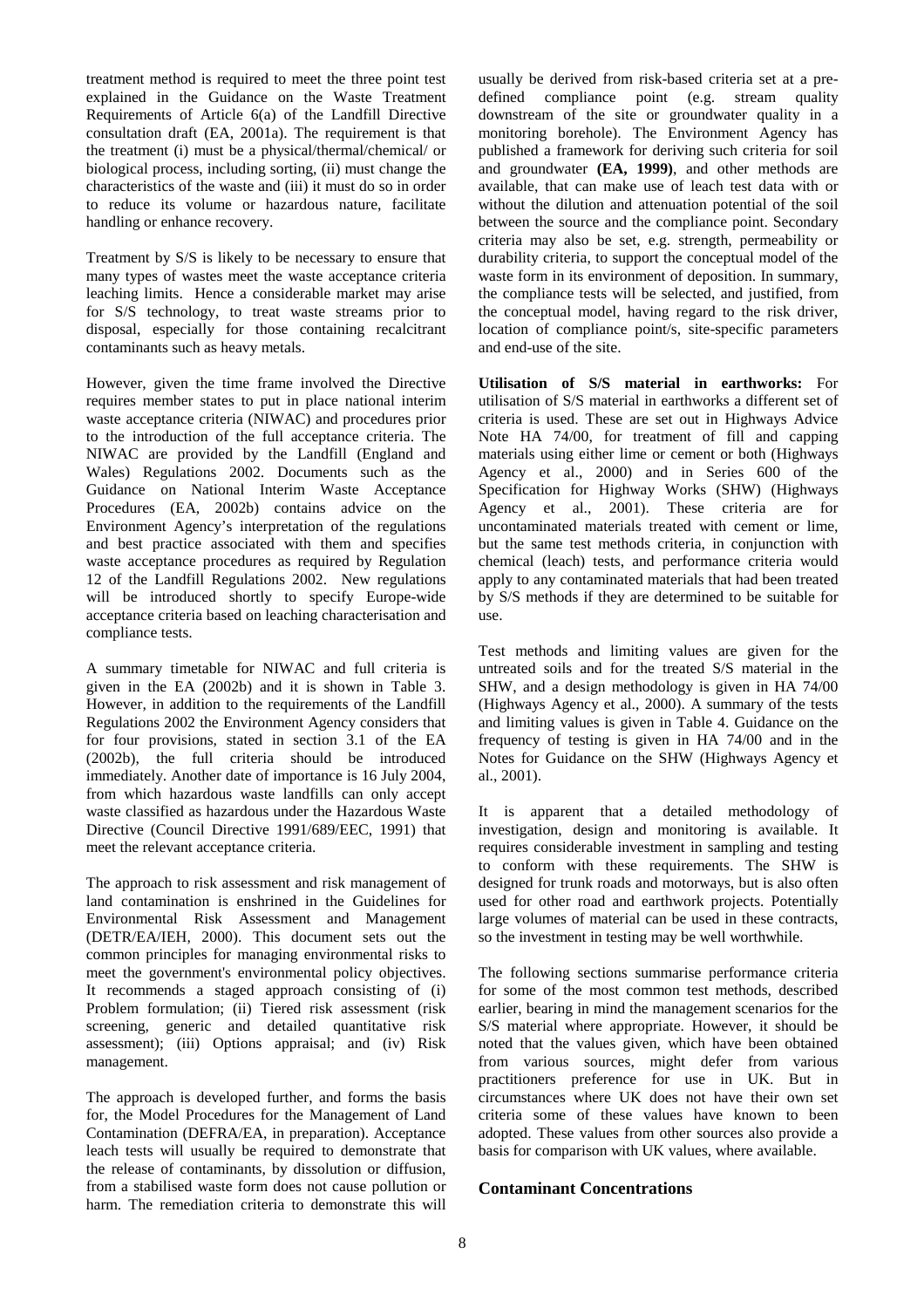treatment method is required to meet the three point test explained in the Guidance on the Waste Treatment Requirements of Article 6(a) of the Landfill Directive consultation draft (EA, 2001a). The requirement is that the treatment (i) must be a physical/thermal/chemical/ or biological process, including sorting, (ii) must change the characteristics of the waste and (iii) it must do so in order to reduce its volume or hazardous nature, facilitate handling or enhance recovery.

Treatment by S/S is likely to be necessary to ensure that many types of wastes meet the waste acceptance criteria leaching limits. Hence a considerable market may arise for S/S technology, to treat waste streams prior to disposal, especially for those containing recalcitrant contaminants such as heavy metals.

However, given the time frame involved the Directive requires member states to put in place national interim waste acceptance criteria (NIWAC) and procedures prior to the introduction of the full acceptance criteria. The NIWAC are provided by the Landfill (England and Wales) Regulations 2002. Documents such as the Guidance on National Interim Waste Acceptance Procedures (EA, 2002b) contains advice on the Environment Agency's interpretation of the regulations and best practice associated with them and specifies waste acceptance procedures as required by Regulation 12 of the Landfill Regulations 2002. New regulations will be introduced shortly to specify Europe-wide acceptance criteria based on leaching characterisation and compliance tests.

A summary timetable for NIWAC and full criteria is given in the EA (2002b) and it is shown in Table 3. However, in addition to the requirements of the Landfill Regulations 2002 the Environment Agency considers that for four provisions, stated in section 3.1 of the EA (2002b), the full criteria should be introduced immediately. Another date of importance is 16 July 2004, from which hazardous waste landfills can only accept waste classified as hazardous under the Hazardous Waste Directive (Council Directive 1991/689/EEC, 1991) that meet the relevant acceptance criteria.

The approach to risk assessment and risk management of land contamination is enshrined in the Guidelines for Environmental Risk Assessment and Management (DETR/EA/IEH, 2000). This document sets out the common principles for managing environmental risks to meet the government's environmental policy objectives. It recommends a staged approach consisting of (i) Problem formulation; (ii) Tiered risk assessment (risk screening, generic and detailed quantitative risk assessment); (iii) Options appraisal; and (iv) Risk management.

The approach is developed further, and forms the basis for, the Model Procedures for the Management of Land Contamination (DEFRA/EA, in preparation). Acceptance leach tests will usually be required to demonstrate that the release of contaminants, by dissolution or diffusion, from a stabilised waste form does not cause pollution or harm. The remediation criteria to demonstrate this will usually be derived from risk-based criteria set at a pre-defined compliance point (e.g. stream quality downstream of the site or groundwater quality in a monitoring borehole). The Environment Agency has published a framework for deriving such criteria for soil and groundwater **(EA, 1999)**, and other methods are available, that can make use of leach test data with or without the dilution and attenuation potential of the soil between the source and the compliance point. Secondary criteria may also be set, e.g. strength, permeability or durability criteria, to support the conceptual model of the waste form in its environment of deposition. In summary, the compliance tests will be selected, and justified, from the conceptual model, having regard to the risk driver, location of compliance point/s, site-specific parameters and end-use of the site.

**Utilisation of S/S material in earthworks:** For utilisation of S/S material in earthworks a different set of criteria is used. These are set out in Highways Advice Note HA 74/00, for treatment of fill and capping materials using either lime or cement or both (Highways Agency et al., 2000) and in Series 600 of the Specification for Highway Works (SHW) (Highways Agency et al., 2001). These criteria are for uncontaminated materials treated with cement or lime, but the same test methods criteria, in conjunction with chemical (leach) tests, and performance criteria would apply to any contaminated materials that had been treated by S/S methods if they are determined to be suitable for use.

Test methods and limiting values are given for the untreated soils and for the treated S/S material in the SHW, and a design methodology is given in HA 74/00 (Highways Agency et al., 2000). A summary of the tests and limiting values is given in Table 4. Guidance on the frequency of testing is given in HA 74/00 and in the Notes for Guidance on the SHW (Highways Agency et al., 2001).

It is apparent that a detailed methodology of investigation, design and monitoring is available. It requires considerable investment in sampling and testing to conform with these requirements. The SHW is designed for trunk roads and motorways, but is also often used for other road and earthwork projects. Potentially large volumes of material can be used in these contracts, so the investment in testing may be well worthwhile.

The following sections summarise performance criteria for some of the most common test methods, described earlier, bearing in mind the management scenarios for the S/S material where appropriate. However, it should be noted that the values given, which have been obtained from various sources, might defer from various practitioners preference for use in UK. But in circumstances where UK does not have their own set criteria some of these values have known to been adopted. These values from other sources also provide a basis for comparison with UK values, where available.

## Contaminant Concentrations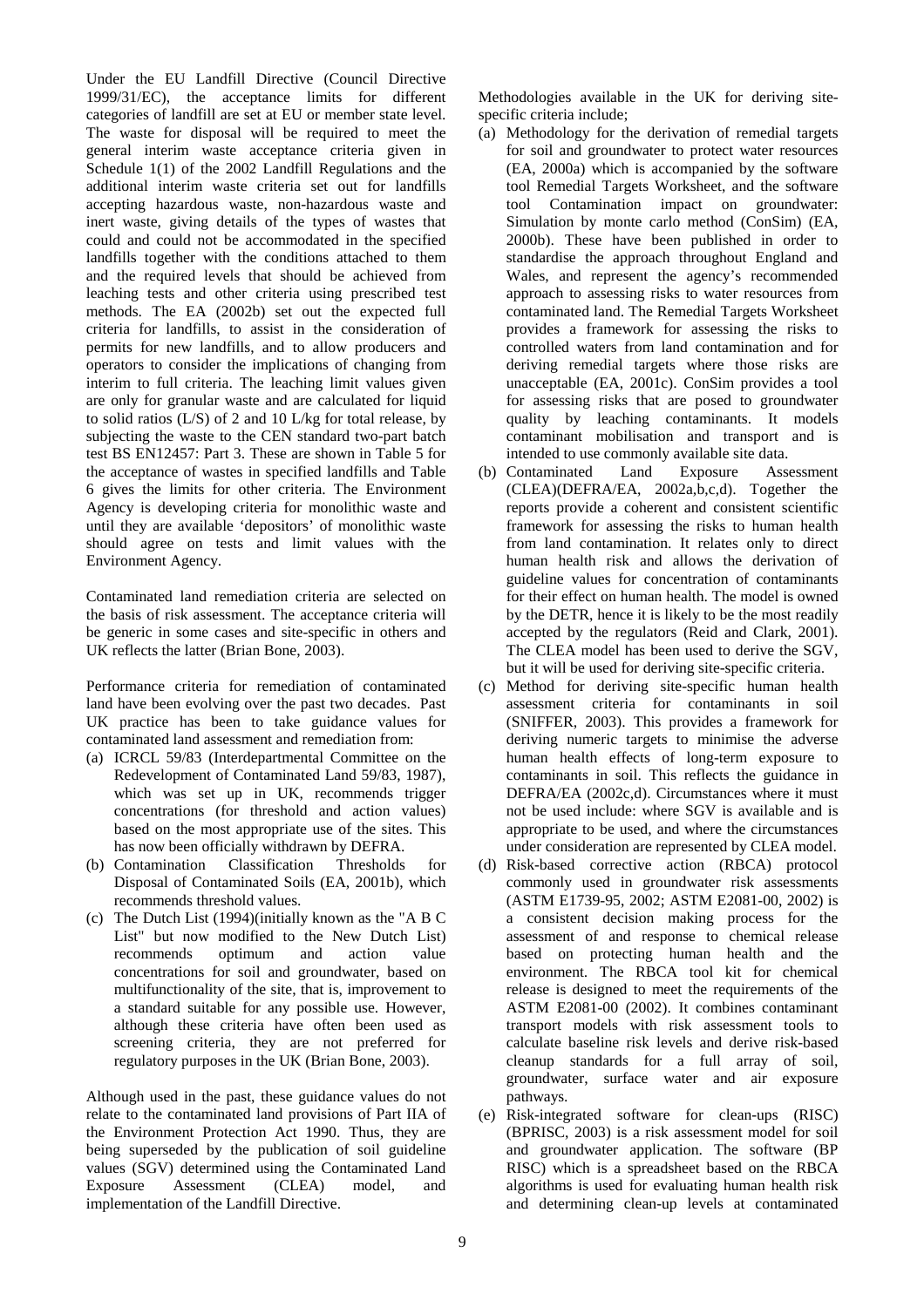Under the EU Landfill Directive (Council Directive 1999/31/EC), the acceptance limits for different categories of landfill are set at EU or member state level. The waste for disposal will be required to meet the general interim waste acceptance criteria given in Schedule 1(1) of the 2002 Landfill Regulations and the additional interim waste criteria set out for landfills accepting hazardous waste, non-hazardous waste and inert waste, giving details of the types of wastes that could and could not be accommodated in the specified landfills together with the conditions attached to them and the required levels that should be achieved from leaching tests and other criteria using prescribed test methods. The EA (2002b) set out the expected full criteria for landfills, to assist in the consideration of permits for new landfills, and to allow producers and operators to consider the implications of changing from interim to full criteria. The leaching limit values given are only for granular waste and are calculated for liquid to solid ratios (L/S) of 2 and 10 L/kg for total release, by subjecting the waste to the CEN standard two-part batch test BS EN12457: Part 3. These are shown in Table 5 for the acceptance of wastes in specified landfills and Table 6 gives the limits for other criteria. The Environment Agency is developing criteria for monolithic waste and until they are available 'depositors' of monolithic waste should agree on tests and limit values with the Environment Agency.

Contaminated land remediation criteria are selected on the basis of risk assessment. The acceptance criteria will be generic in some cases and site-specific in others and UK reflects the latter (Brian Bone, 2003).

Performance criteria for remediation of contaminated land have been evolving over the past two decades. Past UK practice has been to take guidance values for contaminated land assessment and remediation from:

(a) ICRCL 59/83 (Interdepartmental Committee on the Redevelopment of Contaminated Land 59/83, 1987), which was set up in UK, recommends trigger concentrations (for threshold and action values) based on the most appropriate use of the sites. This has now been officially withdrawn by DEFRA.
(b) Contamination Classification Thresholds for Disposal of Contaminated Soils (EA, 2001b), which recommends threshold values.
(c) The Dutch List (1994)(initially known as the "A B C List" but now modified to the New Dutch List) recommends optimum and action value concentrations for soil and groundwater, based on multifunctionality of the site, that is, improvement to a standard suitable for any possible use. However, although these criteria have often been used as screening criteria, they are not preferred for regulatory purposes in the UK (Brian Bone, 2003).

Although used in the past, these guidance values do not relate to the contaminated land provisions of Part IIA of the Environment Protection Act 1990. Thus, they are being superseded by the publication of soil guideline values (SGV) determined using the Contaminated Land Exposure Assessment (CLEA) model, and implementation of the Landfill Directive.

Methodologies available in the UK for deriving site-specific criteria include;

(a) Methodology for the derivation of remedial targets for soil and groundwater to protect water resources (EA, 2000a) which is accompanied by the software tool Remedial Targets Worksheet, and the software tool Contamination impact on groundwater: Simulation by monte carlo method (ConSim) (EA, 2000b). These have been published in order to standardise the approach throughout England and Wales, and represent the agency's recommended approach to assessing risks to water resources from contaminated land. The Remedial Targets Worksheet provides a framework for assessing the risks to controlled waters from land contamination and for deriving remedial targets where those risks are unacceptable (EA, 2001c). ConSim provides a tool for assessing risks that are posed to groundwater quality by leaching contaminants. It models contaminant mobilisation and transport and is intended to use commonly available site data.
(b) Contaminated Land Exposure Assessment (CLEA)(DEFRA/EA, 2002a,b,c,d). Together the reports provide a coherent and consistent scientific framework for assessing the risks to human health from land contamination. It relates only to direct human health risk and allows the derivation of guideline values for concentration of contaminants for their effect on human health. The model is owned by the DETR, hence it is likely to be the most readily accepted by the regulators (Reid and Clark, 2001). The CLEA model has been used to derive the SGV, but it will be used for deriving site-specific criteria.
(c) Method for deriving site-specific human health assessment criteria for contaminants in soil (SNIFFER, 2003). This provides a framework for deriving numeric targets to minimise the adverse human health effects of long-term exposure to contaminants in soil. This reflects the guidance in DEFRA/EA (2002c,d). Circumstances where it must not be used include: where SGV is available and is appropriate to be used, and where the circumstances under consideration are represented by CLEA model.
(d) Risk-based corrective action (RBCA) protocol commonly used in groundwater risk assessments (ASTM E1739-95, 2002; ASTM E2081-00, 2002) is a consistent decision making process for the assessment of and response to chemical release based on protecting human health and the environment. The RBCA tool kit for chemical release is designed to meet the requirements of the ASTM E2081-00 (2002). It combines contaminant transport models with risk assessment tools to calculate baseline risk levels and derive risk-based cleanup standards for a full array of soil, groundwater, surface water and air exposure pathways.
(e) Risk-integrated software for clean-ups (RISC) (BPRISC, 2003) is a risk assessment model for soil and groundwater application. The software (BP RISC) which is a spreadsheet based on the RBCA algorithms is used for evaluating human health risk and determining clean-up levels at contaminated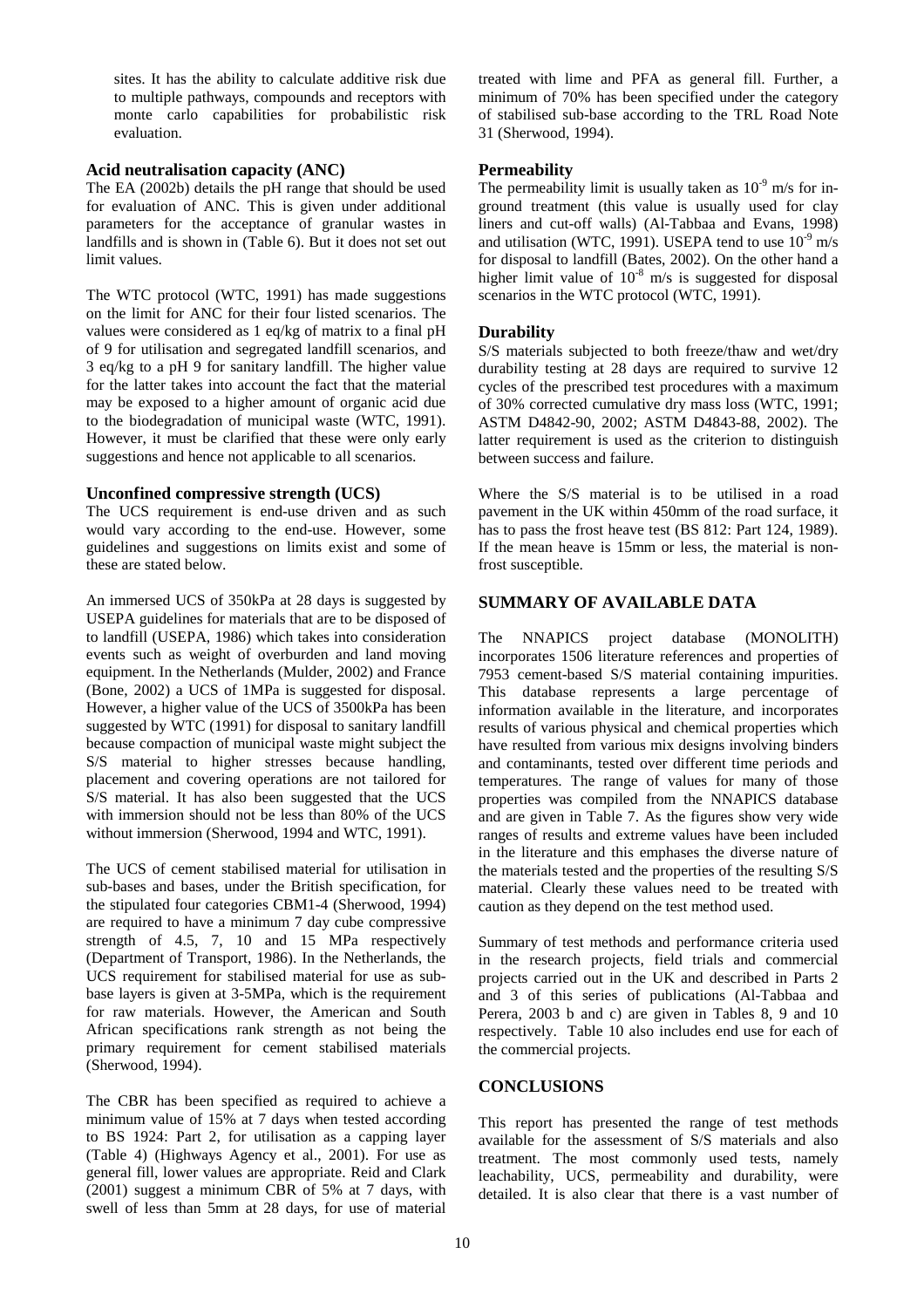sites. It has the ability to calculate additive risk due to multiple pathways, compounds and receptors with monte carlo capabilities for probabilistic risk evaluation.

### Acid neutralisation capacity (ANC)

The EA (2002b) details the pH range that should be used for evaluation of ANC. This is given under additional parameters for the acceptance of granular wastes in landfills and is shown in (Table 6). But it does not set out limit values.

The WTC protocol (WTC, 1991) has made suggestions on the limit for ANC for their four listed scenarios. The values were considered as 1 eq/kg of matrix to a final pH of 9 for utilisation and segregated landfill scenarios, and 3 eq/kg to a pH 9 for sanitary landfill. The higher value for the latter takes into account the fact that the material may be exposed to a higher amount of organic acid due to the biodegradation of municipal waste (WTC, 1991). However, it must be clarified that these were only early suggestions and hence not applicable to all scenarios.

### Unconfined compressive strength (UCS)

The UCS requirement is end-use driven and as such would vary according to the end-use. However, some guidelines and suggestions on limits exist and some of these are stated below.

An immersed UCS of 350kPa at 28 days is suggested by USEPA guidelines for materials that are to be disposed of to landfill (USEPA, 1986) which takes into consideration events such as weight of overburden and land moving equipment. In the Netherlands (Mulder, 2002) and France (Bone, 2002) a UCS of 1MPa is suggested for disposal. However, a higher value of the UCS of 3500kPa has been suggested by WTC (1991) for disposal to sanitary landfill because compaction of municipal waste might subject the S/S material to higher stresses because handling, placement and covering operations are not tailored for S/S material. It has also been suggested that the UCS with immersion should not be less than 80% of the UCS without immersion (Sherwood, 1994 and WTC, 1991).

The UCS of cement stabilised material for utilisation in sub-bases and bases, under the British specification, for the stipulated four categories CBM1-4 (Sherwood, 1994) are required to have a minimum 7 day cube compressive strength of 4.5, 7, 10 and 15 MPa respectively (Department of Transport, 1986). In the Netherlands, the UCS requirement for stabilised material for use as sub-base layers is given at 3-5MPa, which is the requirement for raw materials. However, the American and South African specifications rank strength as not being the primary requirement for cement stabilised materials (Sherwood, 1994).

The CBR has been specified as required to achieve a minimum value of 15% at 7 days when tested according to BS 1924: Part 2, for utilisation as a capping layer (Table 4) (Highways Agency et al., 2001). For use as general fill, lower values are appropriate. Reid and Clark (2001) suggest a minimum CBR of 5% at 7 days, with swell of less than 5mm at 28 days, for use of material treated with lime and PFA as general fill. Further, a minimum of 70% has been specified under the category of stabilised sub-base according to the TRL Road Note 31 (Sherwood, 1994).

### Permeability

The permeability limit is usually taken as $10^{-9}$ m/s for in-ground treatment (this value is usually used for clay liners and cut-off walls) (Al-Tabbaa and Evans, 1998) and utilisation (WTC, 1991). USEPA tend to use $10^{-9}$ m/s for disposal to landfill (Bates, 2002). On the other hand a higher limit value of $10^{-8}$ m/s is suggested for disposal scenarios in the WTC protocol (WTC, 1991).

### Durability

S/S materials subjected to both freeze/thaw and wet/dry durability testing at 28 days are required to survive 12 cycles of the prescribed test procedures with a maximum of 30% corrected cumulative dry mass loss (WTC, 1991; ASTM D4842-90, 2002; ASTM D4843-88, 2002). The latter requirement is used as the criterion to distinguish between success and failure.

Where the S/S material is to be utilised in a road pavement in the UK within 450mm of the road surface, it has to pass the frost heave test (BS 812: Part 124, 1989). If the mean heave is 15mm or less, the material is non-frost susceptible.

## SUMMARY OF AVAILABLE DATA

The NNAPICS project database (MONOLITH) incorporates 1506 literature references and properties of 7953 cement-based S/S material containing impurities. This database represents a large percentage of information available in the literature, and incorporates results of various physical and chemical properties which have resulted from various mix designs involving binders and contaminants, tested over different time periods and temperatures. The range of values for many of those properties was compiled from the NNAPICS database and are given in Table 7. As the figures show very wide ranges of results and extreme values have been included in the literature and this emphases the diverse nature of the materials tested and the properties of the resulting S/S material. Clearly these values need to be treated with caution as they depend on the test method used.

Summary of test methods and performance criteria used in the research projects, field trials and commercial projects carried out in the UK and described in Parts 2 and 3 of this series of publications (Al-Tabbaa and Perera, 2003 b and c) are given in Tables 8, 9 and 10 respectively. Table 10 also includes end use for each of the commercial projects.

## CONCLUSIONS

This report has presented the range of test methods available for the assessment of S/S materials and also treatment. The most commonly used tests, namely leachability, UCS, permeability and durability, were detailed. It is also clear that there is a vast number of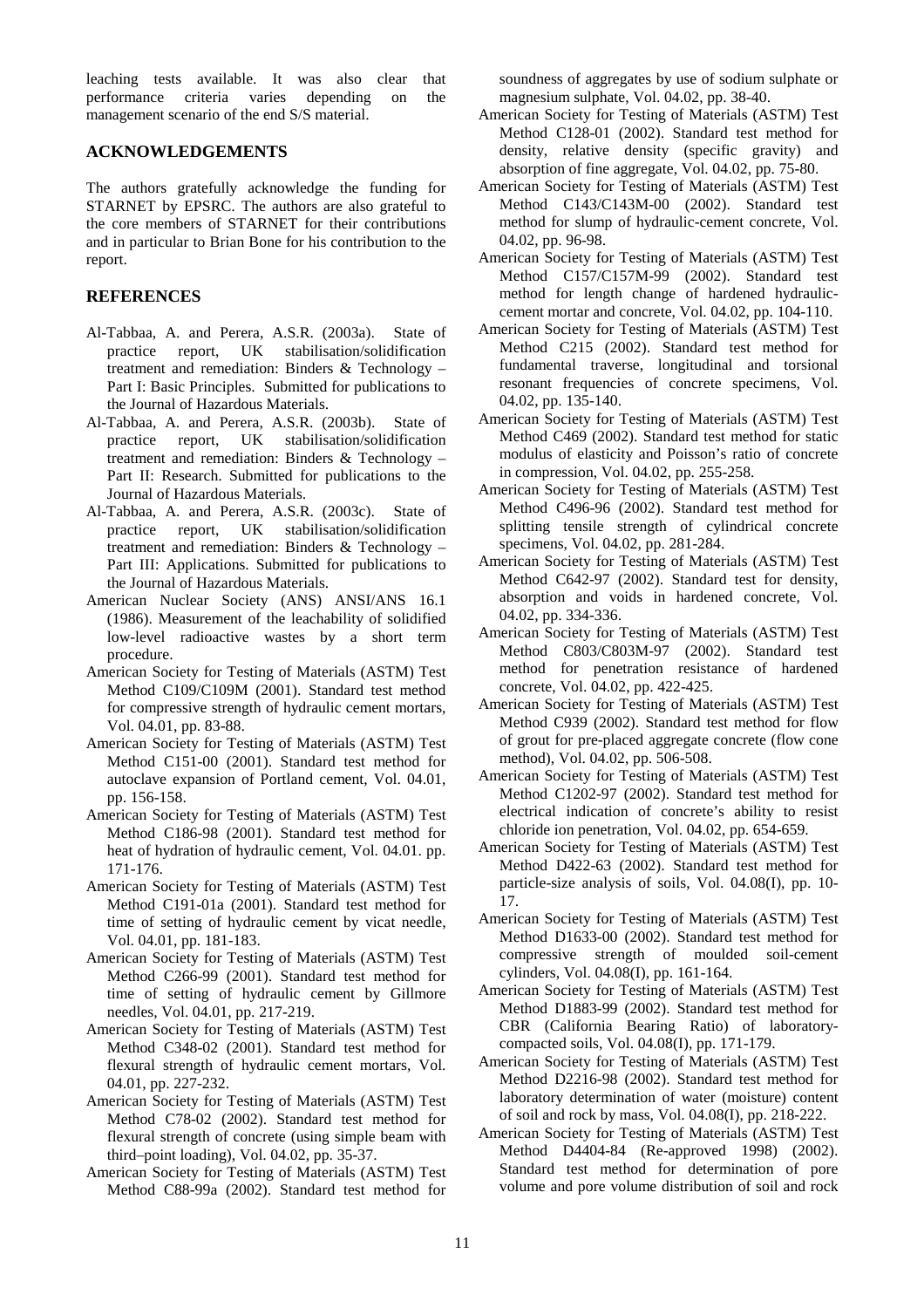leaching tests available. It was also clear that performance criteria varies depending on the management scenario of the end S/S material.

## ACKNOWLEDGEMENTS

The authors gratefully acknowledge the funding for STARNET by EPSRC. The authors are also grateful to the core members of STARNET for their contributions and in particular to Brian Bone for his contribution to the report.

## REFERENCES

- Al-Tabbaa, A. and Perera, A.S.R. (2003a). State of practice report, UK stabilisation/solidification treatment and remediation: Binders & Technology – Part I: Basic Principles. Submitted for publications to the Journal of Hazardous Materials.
- Al-Tabbaa, A. and Perera, A.S.R. (2003b). State of practice report, UK stabilisation/solidification treatment and remediation: Binders & Technology – Part II: Research. Submitted for publications to the Journal of Hazardous Materials.
- Al-Tabbaa, A. and Perera, A.S.R. (2003c). State of practice report, UK stabilisation/solidification treatment and remediation: Binders & Technology – Part III: Applications. Submitted for publications to the Journal of Hazardous Materials.
- American Nuclear Society (ANS) ANSI/ANS 16.1 (1986). Measurement of the leachability of solidified low-level radioactive wastes by a short term procedure.
- American Society for Testing of Materials (ASTM) Test Method C109/C109M (2001). Standard test method for compressive strength of hydraulic cement mortars, Vol. 04.01, pp. 83-88.
- American Society for Testing of Materials (ASTM) Test Method C151-00 (2001). Standard test method for autoclave expansion of Portland cement, Vol. 04.01, pp. 156-158.
- American Society for Testing of Materials (ASTM) Test Method C186-98 (2001). Standard test method for heat of hydration of hydraulic cement, Vol. 04.01. pp. 171-176.
- American Society for Testing of Materials (ASTM) Test Method C191-01a (2001). Standard test method for time of setting of hydraulic cement by vicat needle, Vol. 04.01, pp. 181-183.
- American Society for Testing of Materials (ASTM) Test Method C266-99 (2001). Standard test method for time of setting of hydraulic cement by Gillmore needles, Vol. 04.01, pp. 217-219.
- American Society for Testing of Materials (ASTM) Test Method C348-02 (2001). Standard test method for flexural strength of hydraulic cement mortars, Vol. 04.01, pp. 227-232.
- American Society for Testing of Materials (ASTM) Test Method C78-02 (2002). Standard test method for flexural strength of concrete (using simple beam with third–point loading), Vol. 04.02, pp. 35-37.
- American Society for Testing of Materials (ASTM) Test Method C88-99a (2002). Standard test method for soundness of aggregates by use of sodium sulphate or magnesium sulphate, Vol. 04.02, pp. 38-40.
- American Society for Testing of Materials (ASTM) Test Method C128-01 (2002). Standard test method for density, relative density (specific gravity) and absorption of fine aggregate, Vol. 04.02, pp. 75-80.
- American Society for Testing of Materials (ASTM) Test Method C143/C143M-00 (2002). Standard test method for slump of hydraulic-cement concrete, Vol. 04.02, pp. 96-98.
- American Society for Testing of Materials (ASTM) Test Method C157/C157M-99 (2002). Standard test method for length change of hardened hydraulic-cement mortar and concrete, Vol. 04.02, pp. 104-110.
- American Society for Testing of Materials (ASTM) Test Method C215 (2002). Standard test method for fundamental traverse, longitudinal and torsional resonant frequencies of concrete specimens, Vol. 04.02, pp. 135-140.
- American Society for Testing of Materials (ASTM) Test Method C469 (2002). Standard test method for static modulus of elasticity and Poisson's ratio of concrete in compression, Vol. 04.02, pp. 255-258.
- American Society for Testing of Materials (ASTM) Test Method C496-96 (2002). Standard test method for splitting tensile strength of cylindrical concrete specimens, Vol. 04.02, pp. 281-284.
- American Society for Testing of Materials (ASTM) Test Method C642-97 (2002). Standard test for density, absorption and voids in hardened concrete, Vol. 04.02, pp. 334-336.
- American Society for Testing of Materials (ASTM) Test Method C803/C803M-97 (2002). Standard test method for penetration resistance of hardened concrete, Vol. 04.02, pp. 422-425.
- American Society for Testing of Materials (ASTM) Test Method C939 (2002). Standard test method for flow of grout for pre-placed aggregate concrete (flow cone method), Vol. 04.02, pp. 506-508.
- American Society for Testing of Materials (ASTM) Test Method C1202-97 (2002). Standard test method for electrical indication of concrete's ability to resist chloride ion penetration, Vol. 04.02, pp. 654-659.
- American Society for Testing of Materials (ASTM) Test Method D422-63 (2002). Standard test method for particle-size analysis of soils, Vol. 04.08(I), pp. 10-17.
- American Society for Testing of Materials (ASTM) Test Method D1633-00 (2002). Standard test method for compressive strength of moulded soil-cement cylinders, Vol. 04.08(I), pp. 161-164.
- American Society for Testing of Materials (ASTM) Test Method D1883-99 (2002). Standard test method for CBR (California Bearing Ratio) of laboratory-compacted soils, Vol. 04.08(I), pp. 171-179.
- American Society for Testing of Materials (ASTM) Test Method D2216-98 (2002). Standard test method for laboratory determination of water (moisture) content of soil and rock by mass, Vol. 04.08(I), pp. 218-222.
- American Society for Testing of Materials (ASTM) Test Method D4404-84 (Re-approved 1998) (2002). Standard test method for determination of pore volume and pore volume distribution of soil and rock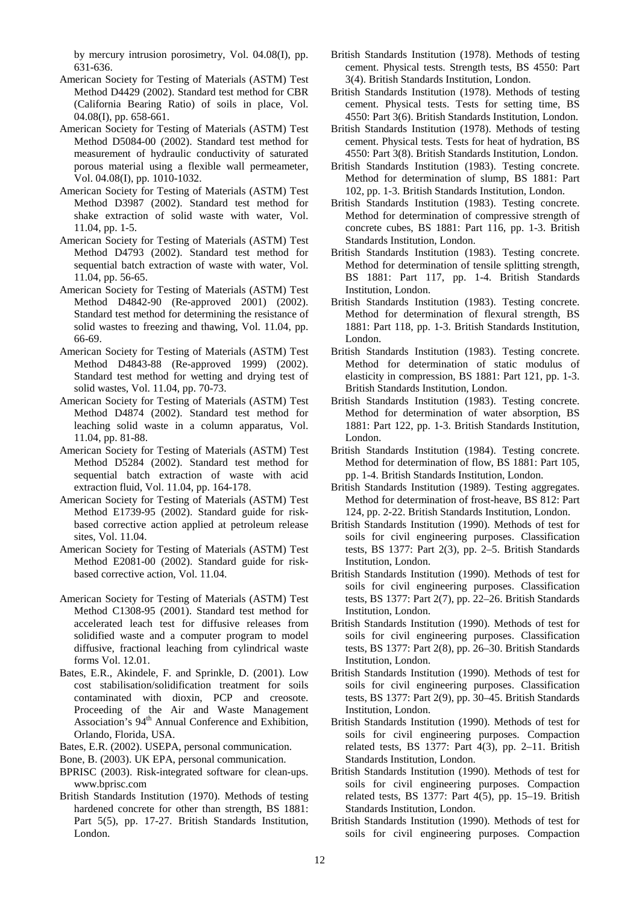by mercury intrusion porosimetry, Vol. 04.08(I), pp. 631-636.

American Society for Testing of Materials (ASTM) Test Method D4429 (2002). Standard test method for CBR (California Bearing Ratio) of soils in place, Vol. 04.08(I), pp. 658-661.

American Society for Testing of Materials (ASTM) Test Method D5084-00 (2002). Standard test method for measurement of hydraulic conductivity of saturated porous material using a flexible wall permeameter, Vol. 04.08(I), pp. 1010-1032.

American Society for Testing of Materials (ASTM) Test Method D3987 (2002). Standard test method for shake extraction of solid waste with water, Vol. 11.04, pp. 1-5.

American Society for Testing of Materials (ASTM) Test Method D4793 (2002). Standard test method for sequential batch extraction of waste with water, Vol. 11.04, pp. 56-65.

American Society for Testing of Materials (ASTM) Test Method D4842-90 (Re-approved 2001) (2002). Standard test method for determining the resistance of solid wastes to freezing and thawing, Vol. 11.04, pp. 66-69.

American Society for Testing of Materials (ASTM) Test Method D4843-88 (Re-approved 1999) (2002). Standard test method for wetting and drying test of solid wastes, Vol. 11.04, pp. 70-73.

American Society for Testing of Materials (ASTM) Test Method D4874 (2002). Standard test method for leaching solid waste in a column apparatus, Vol. 11.04, pp. 81-88.

American Society for Testing of Materials (ASTM) Test Method D5284 (2002). Standard test method for sequential batch extraction of waste with acid extraction fluid, Vol. 11.04, pp. 164-178.

American Society for Testing of Materials (ASTM) Test Method E1739-95 (2002). Standard guide for risk-based corrective action applied at petroleum release sites, Vol. 11.04.

American Society for Testing of Materials (ASTM) Test Method E2081-00 (2002). Standard guide for risk-based corrective action, Vol. 11.04.

American Society for Testing of Materials (ASTM) Test Method C1308-95 (2001). Standard test method for accelerated leach test for diffusive releases from solidified waste and a computer program to model diffusive, fractional leaching from cylindrical waste forms Vol. 12.01.

Bates, E.R., Akindele, F. and Sprinkle, D. (2001). Low cost stabilisation/solidification treatment for soils contaminated with dioxin, PCP and creosote. Proceeding of the Air and Waste Management Association's 94th Annual Conference and Exhibition, Orlando, Florida, USA.

Bates, E.R. (2002). USEPA, personal communication.

Bone, B. (2003). UK EPA, personal communication.

BPRISC (2003). Risk-integrated software for clean-ups. www.bprisc.com

British Standards Institution (1970). Methods of testing hardened concrete for other than strength, BS 1881: Part 5(5), pp. 17-27. British Standards Institution, London.

British Standards Institution (1978). Methods of testing cement. Physical tests. Strength tests, BS 4550: Part 3(4). British Standards Institution, London.

British Standards Institution (1978). Methods of testing cement. Physical tests. Tests for setting time, BS 4550: Part 3(6). British Standards Institution, London.

British Standards Institution (1978). Methods of testing cement. Physical tests. Tests for heat of hydration, BS 4550: Part 3(8). British Standards Institution, London.

British Standards Institution (1983). Testing concrete. Method for determination of slump, BS 1881: Part 102, pp. 1-3. British Standards Institution, London.

British Standards Institution (1983). Testing concrete. Method for determination of compressive strength of concrete cubes, BS 1881: Part 116, pp. 1-3. British Standards Institution, London.

British Standards Institution (1983). Testing concrete. Method for determination of tensile splitting strength, BS 1881: Part 117, pp. 1-4. British Standards Institution, London.

British Standards Institution (1983). Testing concrete. Method for determination of flexural strength, BS 1881: Part 118, pp. 1-3. British Standards Institution, London.

British Standards Institution (1983). Testing concrete. Method for determination of static modulus of elasticity in compression, BS 1881: Part 121, pp. 1-3. British Standards Institution, London.

British Standards Institution (1983). Testing concrete. Method for determination of water absorption, BS 1881: Part 122, pp. 1-3. British Standards Institution, London.

British Standards Institution (1984). Testing concrete. Method for determination of flow, BS 1881: Part 105, pp. 1-4. British Standards Institution, London.

British Standards Institution (1989). Testing aggregates. Method for determination of frost-heave, BS 812: Part 124, pp. 2-22. British Standards Institution, London.

British Standards Institution (1990). Methods of test for soils for civil engineering purposes. Classification tests, BS 1377: Part 2(3), pp. 2–5. British Standards Institution, London.

British Standards Institution (1990). Methods of test for soils for civil engineering purposes. Classification tests, BS 1377: Part 2(7), pp. 22–26. British Standards Institution, London.

British Standards Institution (1990). Methods of test for soils for civil engineering purposes. Classification tests, BS 1377: Part 2(8), pp. 26–30. British Standards Institution, London.

British Standards Institution (1990). Methods of test for soils for civil engineering purposes. Classification tests, BS 1377: Part 2(9), pp. 30–45. British Standards Institution, London.

British Standards Institution (1990). Methods of test for soils for civil engineering purposes. Compaction related tests, BS 1377: Part 4(3), pp. 2–11. British Standards Institution, London.

British Standards Institution (1990). Methods of test for soils for civil engineering purposes. Compaction related tests, BS 1377: Part 4(5), pp. 15–19. British Standards Institution, London.

British Standards Institution (1990). Methods of test for soils for civil engineering purposes. Compaction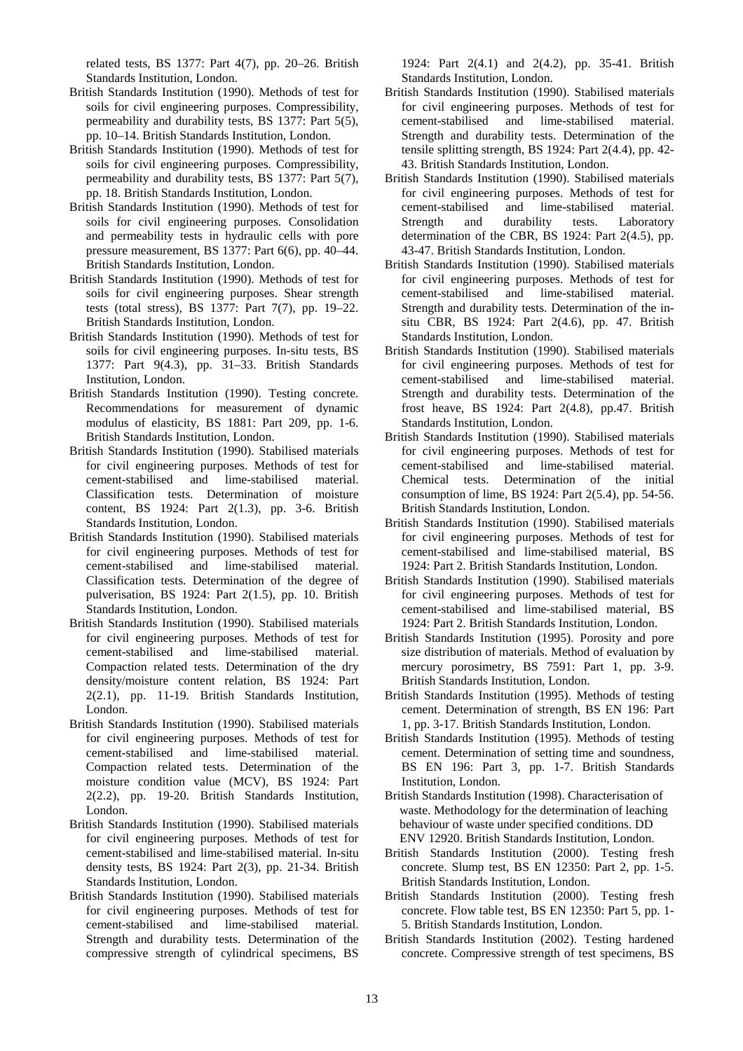related tests, BS 1377: Part 4(7), pp. 20–26. British Standards Institution, London.

British Standards Institution (1990). Methods of test for soils for civil engineering purposes. Compressibility, permeability and durability tests, BS 1377: Part 5(5), pp. 10–14. British Standards Institution, London.

British Standards Institution (1990). Methods of test for soils for civil engineering purposes. Compressibility, permeability and durability tests, BS 1377: Part 5(7), pp. 18. British Standards Institution, London.

British Standards Institution (1990). Methods of test for soils for civil engineering purposes. Consolidation and permeability tests in hydraulic cells with pore pressure measurement, BS 1377: Part 6(6), pp. 40–44. British Standards Institution, London.

British Standards Institution (1990). Methods of test for soils for civil engineering purposes. Shear strength tests (total stress), BS 1377: Part 7(7), pp. 19–22. British Standards Institution, London.

British Standards Institution (1990). Methods of test for soils for civil engineering purposes. In-situ tests, BS 1377: Part 9(4.3), pp. 31–33. British Standards Institution, London.

British Standards Institution (1990). Testing concrete. Recommendations for measurement of dynamic modulus of elasticity, BS 1881: Part 209, pp. 1-6. British Standards Institution, London.

British Standards Institution (1990). Stabilised materials for civil engineering purposes. Methods of test for cement-stabilised and lime-stabilised material. Classification tests. Determination of moisture content, BS 1924: Part 2(1.3), pp. 3-6. British Standards Institution, London.

British Standards Institution (1990). Stabilised materials for civil engineering purposes. Methods of test for cement-stabilised and lime-stabilised material. Classification tests. Determination of the degree of pulverisation, BS 1924: Part 2(1.5), pp. 10. British Standards Institution, London.

British Standards Institution (1990). Stabilised materials for civil engineering purposes. Methods of test for cement-stabilised and lime-stabilised material. Compaction related tests. Determination of the dry density/moisture content relation, BS 1924: Part 2(2.1), pp. 11-19. British Standards Institution, London.

British Standards Institution (1990). Stabilised materials for civil engineering purposes. Methods of test for cement-stabilised and lime-stabilised material. Compaction related tests. Determination of the moisture condition value (MCV), BS 1924: Part 2(2.2), pp. 19-20. British Standards Institution, London.

British Standards Institution (1990). Stabilised materials for civil engineering purposes. Methods of test for cement-stabilised and lime-stabilised material. In-situ density tests, BS 1924: Part 2(3), pp. 21-34. British Standards Institution, London.

British Standards Institution (1990). Stabilised materials for civil engineering purposes. Methods of test for cement-stabilised and lime-stabilised material. Strength and durability tests. Determination of the compressive strength of cylindrical specimens, BS 1924: Part 2(4.1) and 2(4.2), pp. 35-41. British Standards Institution, London.

British Standards Institution (1990). Stabilised materials for civil engineering purposes. Methods of test for cement-stabilised and lime-stabilised material. Strength and durability tests. Determination of the tensile splitting strength, BS 1924: Part 2(4.4), pp. 42-43. British Standards Institution, London.

British Standards Institution (1990). Stabilised materials for civil engineering purposes. Methods of test for cement-stabilised and lime-stabilised material. Strength and durability tests. Laboratory determination of the CBR, BS 1924: Part 2(4.5), pp. 43-47. British Standards Institution, London.

British Standards Institution (1990). Stabilised materials for civil engineering purposes. Methods of test for cement-stabilised and lime-stabilised material. Strength and durability tests. Determination of the in-situ CBR, BS 1924: Part 2(4.6), pp. 47. British Standards Institution, London.

British Standards Institution (1990). Stabilised materials for civil engineering purposes. Methods of test for cement-stabilised and lime-stabilised material. Strength and durability tests. Determination of the frost heave, BS 1924: Part 2(4.8), pp.47. British Standards Institution, London.

British Standards Institution (1990). Stabilised materials for civil engineering purposes. Methods of test for cement-stabilised and lime-stabilised material. Chemical tests. Determination of the initial consumption of lime, BS 1924: Part 2(5.4), pp. 54-56. British Standards Institution, London.

British Standards Institution (1990). Stabilised materials for civil engineering purposes. Methods of test for cement-stabilised and lime-stabilised material, BS 1924: Part 2. British Standards Institution, London.

British Standards Institution (1990). Stabilised materials for civil engineering purposes. Methods of test for cement-stabilised and lime-stabilised material, BS 1924: Part 2. British Standards Institution, London.

British Standards Institution (1995). Porosity and pore size distribution of materials. Method of evaluation by mercury porosimetry, BS 7591: Part 1, pp. 3-9. British Standards Institution, London.

British Standards Institution (1995). Methods of testing cement. Determination of strength, BS EN 196: Part 1, pp. 3-17. British Standards Institution, London.

British Standards Institution (1995). Methods of testing cement. Determination of setting time and soundness, BS EN 196: Part 3, pp. 1-7. British Standards Institution, London.

British Standards Institution (1998). Characterisation of waste. Methodology for the determination of leaching behaviour of waste under specified conditions. DD ENV 12920. British Standards Institution, London.

British Standards Institution (2000). Testing fresh concrete. Slump test, BS EN 12350: Part 2, pp. 1-5. British Standards Institution, London.

British Standards Institution (2000). Testing fresh concrete. Flow table test, BS EN 12350: Part 5, pp. 1-5. British Standards Institution, London.

British Standards Institution (2002). Testing hardened concrete. Compressive strength of test specimens, BS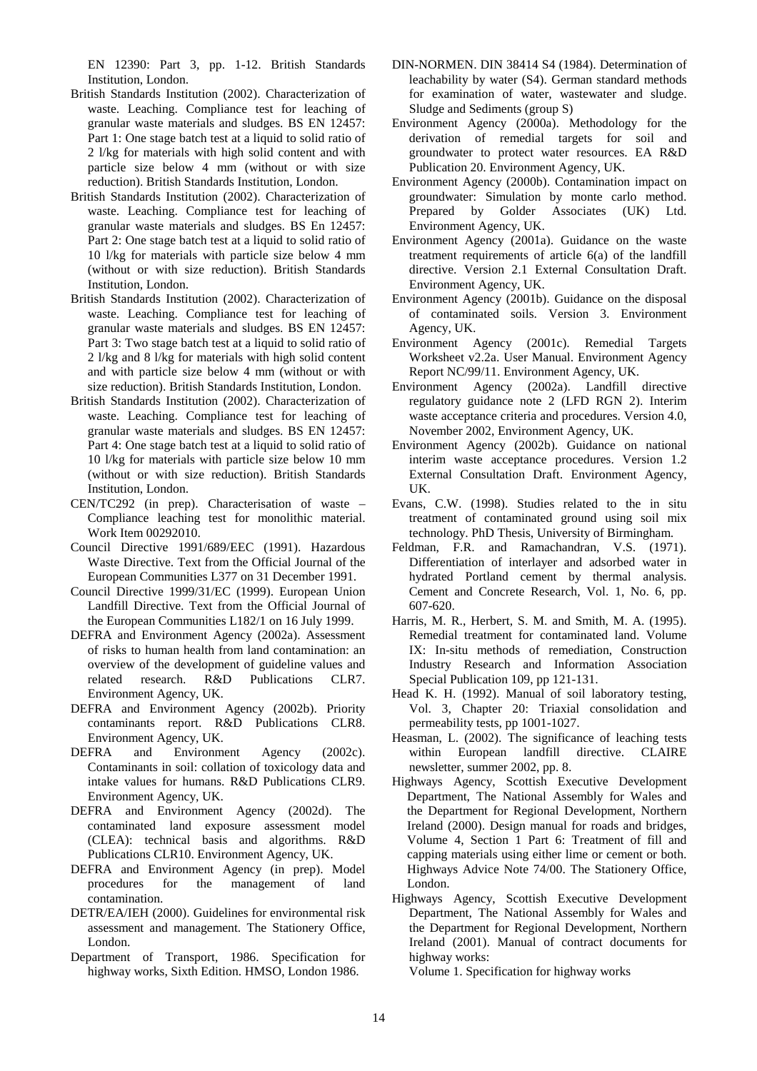EN 12390: Part 3, pp. 1-12. British Standards Institution, London.

British Standards Institution (2002). Characterization of waste. Leaching. Compliance test for leaching of granular waste materials and sludges. BS EN 12457: Part 1: One stage batch test at a liquid to solid ratio of 2 l/kg for materials with high solid content and with particle size below 4 mm (without or with size reduction). British Standards Institution, London.

British Standards Institution (2002). Characterization of waste. Leaching. Compliance test for leaching of granular waste materials and sludges. BS En 12457: Part 2: One stage batch test at a liquid to solid ratio of 10 l/kg for materials with particle size below 4 mm (without or with size reduction). British Standards Institution, London.

British Standards Institution (2002). Characterization of waste. Leaching. Compliance test for leaching of granular waste materials and sludges. BS EN 12457: Part 3: Two stage batch test at a liquid to solid ratio of 2 l/kg and 8 l/kg for materials with high solid content and with particle size below 4 mm (without or with size reduction). British Standards Institution, London.

British Standards Institution (2002). Characterization of waste. Leaching. Compliance test for leaching of granular waste materials and sludges. BS EN 12457: Part 4: One stage batch test at a liquid to solid ratio of 10 l/kg for materials with particle size below 10 mm (without or with size reduction). British Standards Institution, London.

CEN/TC292 (in prep). Characterisation of waste – Compliance leaching test for monolithic material. Work Item 00292010.

Council Directive 1991/689/EEC (1991). Hazardous Waste Directive. Text from the Official Journal of the European Communities L377 on 31 December 1991.

Council Directive 1999/31/EC (1999). European Union Landfill Directive. Text from the Official Journal of the European Communities L182/1 on 16 July 1999.

DEFRA and Environment Agency (2002a). Assessment of risks to human health from land contamination: an overview of the development of guideline values and related research. R&D Publications CLR7. Environment Agency, UK.

DEFRA and Environment Agency (2002b). Priority contaminants report. R&D Publications CLR8. Environment Agency, UK.

DEFRA and Environment Agency (2002c). Contaminants in soil: collation of toxicology data and intake values for humans. R&D Publications CLR9. Environment Agency, UK.

DEFRA and Environment Agency (2002d). The contaminated land exposure assessment model (CLEA): technical basis and algorithms. R&D Publications CLR10. Environment Agency, UK.

DEFRA and Environment Agency (in prep). Model procedures for the management of land contamination.

DETR/EA/IEH (2000). Guidelines for environmental risk assessment and management. The Stationery Office, London.

Department of Transport, 1986. Specification for highway works, Sixth Edition. HMSO, London 1986.

DIN-NORMEN. DIN 38414 S4 (1984). Determination of leachability by water (S4). German standard methods for examination of water, wastewater and sludge. Sludge and Sediments (group S)

Environment Agency (2000a). Methodology for the derivation of remedial targets for soil and groundwater to protect water resources. EA R&D Publication 20. Environment Agency, UK.

Environment Agency (2000b). Contamination impact on groundwater: Simulation by monte carlo method. Prepared by Golder Associates (UK) Ltd. Environment Agency, UK.

Environment Agency (2001a). Guidance on the waste treatment requirements of article 6(a) of the landfill directive. Version 2.1 External Consultation Draft. Environment Agency, UK.

Environment Agency (2001b). Guidance on the disposal of contaminated soils. Version 3. Environment Agency, UK.

Environment Agency (2001c). Remedial Targets Worksheet v2.2a. User Manual. Environment Agency Report NC/99/11. Environment Agency, UK.

Environment Agency (2002a). Landfill directive regulatory guidance note 2 (LFD RGN 2). Interim waste acceptance criteria and procedures. Version 4.0, November 2002, Environment Agency, UK.

Environment Agency (2002b). Guidance on national interim waste acceptance procedures. Version 1.2 External Consultation Draft. Environment Agency, UK.

Evans, C.W. (1998). Studies related to the in situ treatment of contaminated ground using soil mix technology. PhD Thesis, University of Birmingham.

Feldman, F.R. and Ramachandran, V.S. (1971). Differentiation of interlayer and adsorbed water in hydrated Portland cement by thermal analysis. Cement and Concrete Research, Vol. 1, No. 6, pp. 607-620.

Harris, M. R., Herbert, S. M. and Smith, M. A. (1995). Remedial treatment for contaminated land. Volume IX: In-situ methods of remediation, Construction Industry Research and Information Association Special Publication 109, pp 121-131.

Head K. H. (1992). Manual of soil laboratory testing, Vol. 3, Chapter 20: Triaxial consolidation and permeability tests, pp 1001-1027.

Heasman, L. (2002). The significance of leaching tests within European landfill directive. CLAIRE newsletter, summer 2002, pp. 8.

Highways Agency, Scottish Executive Development Department, The National Assembly for Wales and the Department for Regional Development, Northern Ireland (2000). Design manual for roads and bridges, Volume 4, Section 1 Part 6: Treatment of fill and capping materials using either lime or cement or both. Highways Advice Note 74/00. The Stationery Office, London.

Highways Agency, Scottish Executive Development Department, The National Assembly for Wales and the Department for Regional Development, Northern Ireland (2001). Manual of contract documents for highway works:
Volume 1. Specification for highway works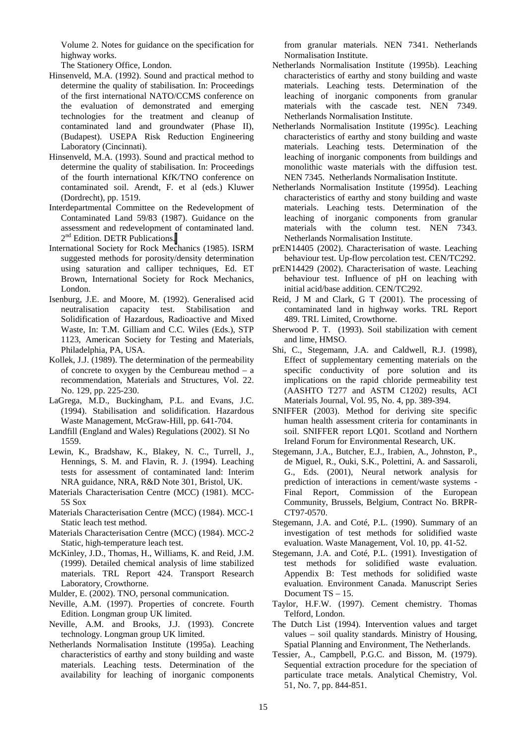Volume 2. Notes for guidance on the specification for highway works.
The Stationery Office, London.

Hinsenveld, M.A. (1992). Sound and practical method to determine the quality of stabilisation. In: Proceedings of the first international NATO/CCMS conference on the evaluation of demonstrated and emerging technologies for the treatment and cleanup of contaminated land and groundwater (Phase II), (Budapest). USEPA Risk Reduction Engineering Laboratory (Cincinnati).

Hinsenveld, M.A. (1993). Sound and practical method to determine the quality of stabilisation. In: Proceedings of the fourth international KfK/TNO conference on contaminated soil. Arendt, F. et al (eds.) Kluwer (Dordrecht), pp. 1519.

Interdepartmental Committee on the Redevelopment of Contaminated Land 59/83 (1987). Guidance on the assessment and redevelopment of contaminated land. 2nd Edition. DETR Publications.

International Society for Rock Mechanics (1985). ISRM suggested methods for porosity/density determination using saturation and calliper techniques, Ed. ET Brown, International Society for Rock Mechanics, London.

Isenburg, J.E. and Moore, M. (1992). Generalised acid neutralisation capacity test. Stabilisation and Solidification of Hazardous, Radioactive and Mixed Waste, In: T.M. Gilliam and C.C. Wiles (Eds.), STP 1123, American Society for Testing and Materials, Philadelphia, PA, USA.

Kollek, J.J. (1989). The determination of the permeability of concrete to oxygen by the Cembureau method – a recommendation, Materials and Structures, Vol. 22. No. 129, pp. 225-230.

LaGrega, M.D., Buckingham, P.L. and Evans, J.C. (1994). Stabilisation and solidification. Hazardous Waste Management, McGraw-Hill, pp. 641-704.

Landfill (England and Wales) Regulations (2002). SI No 1559.

Lewin, K., Bradshaw, K., Blakey, N. C., Turrell, J., Hennings, S. M. and Flavin, R. J. (1994). Leaching tests for assessment of contaminated land: Interim NRA guidance, NRA, R&D Note 301, Bristol, UK.

Materials Characterisation Centre (MCC) (1981). MCC-5S Sox

Materials Characterisation Centre (MCC) (1984). MCC-1 Static leach test method.

Materials Characterisation Centre (MCC) (1984). MCC-2 Static, high-temperature leach test.

McKinley, J.D., Thomas, H., Williams, K. and Reid, J.M. (1999). Detailed chemical analysis of lime stabilized materials. TRL Report 424. Transport Research Laboratory, Crowthorne.

Mulder, E. (2002). TNO, personal communication.

Neville, A.M. (1997). Properties of concrete. Fourth Edition. Longman group UK limited.

Neville, A.M. and Brooks, J.J. (1993). Concrete technology. Longman group UK limited.

Netherlands Normalisation Institute (1995a). Leaching characteristics of earthy and stony building and waste materials. Leaching tests. Determination of the availability for leaching of inorganic components from granular materials. NEN 7341. Netherlands Normalisation Institute.

Netherlands Normalisation Institute (1995b). Leaching characteristics of earthy and stony building and waste materials. Leaching tests. Determination of the leaching of inorganic components from granular materials with the cascade test. NEN 7349. Netherlands Normalisation Institute.

Netherlands Normalisation Institute (1995c). Leaching characteristics of earthy and stony building and waste materials. Leaching tests. Determination of the leaching of inorganic components from buildings and monolithic waste materials with the diffusion test. NEN 7345. Netherlands Normalisation Institute.

Netherlands Normalisation Institute (1995d). Leaching characteristics of earthy and stony building and waste materials. Leaching tests. Determination of the leaching of inorganic components from granular materials with the column test. NEN 7343. Netherlands Normalisation Institute.

prEN14405 (2002). Characterisation of waste. Leaching behaviour test. Up-flow percolation test. CEN/TC292.

prEN14429 (2002). Characterisation of waste. Leaching behaviour test. Influence of pH on leaching with initial acid/base addition. CEN/TC292.

Reid, J M and Clark, G T (2001). The processing of contaminated land in highway works. TRL Report 489. TRL Limited, Crowthorne.

Sherwood P. T. (1993). Soil stabilization with cement and lime, HMSO.

Shi, C., Stegemann, J.A. and Caldwell, R.J. (1998), Effect of supplementary cementing materials on the specific conductivity of pore solution and its implications on the rapid chloride permeability test (AASHTO T277 and ASTM C1202) results, ACI Materials Journal, Vol. 95, No. 4, pp. 389-394.

SNIFFER (2003). Method for deriving site specific human health assessment criteria for contaminants in soil. SNIFFER report LQ01. Scotland and Northern Ireland Forum for Environmental Research, UK.

Stegemann, J.A., Butcher, E.J., Irabien, A., Johnston, P., de Miguel, R., Ouki, S.K., Polettini, A. and Sassaroli, G., Eds. (2001), Neural network analysis for prediction of interactions in cement/waste systems - Final Report, Commission of the European Community, Brussels, Belgium, Contract No. BRPR-CT97-0570.

Stegemann, J.A. and Coté, P.L. (1990). Summary of an investigation of test methods for solidified waste evaluation. Waste Management, Vol. 10, pp. 41-52.

Stegemann, J.A. and Coté, P.L. (1991). Investigation of test methods for solidified waste evaluation. Appendix B: Test methods for solidified waste evaluation. Environment Canada. Manuscript Series Document TS – 15.

Taylor, H.F.W. (1997). Cement chemistry. Thomas Telford, London.

The Dutch List (1994). Intervention values and target values – soil quality standards. Ministry of Housing, Spatial Planning and Environment, The Netherlands.

Tessier, A., Campbell, P.G.C. and Bisson, M. (1979). Sequential extraction procedure for the speciation of particulate trace metals. Analytical Chemistry, Vol. 51, No. 7, pp. 844-851.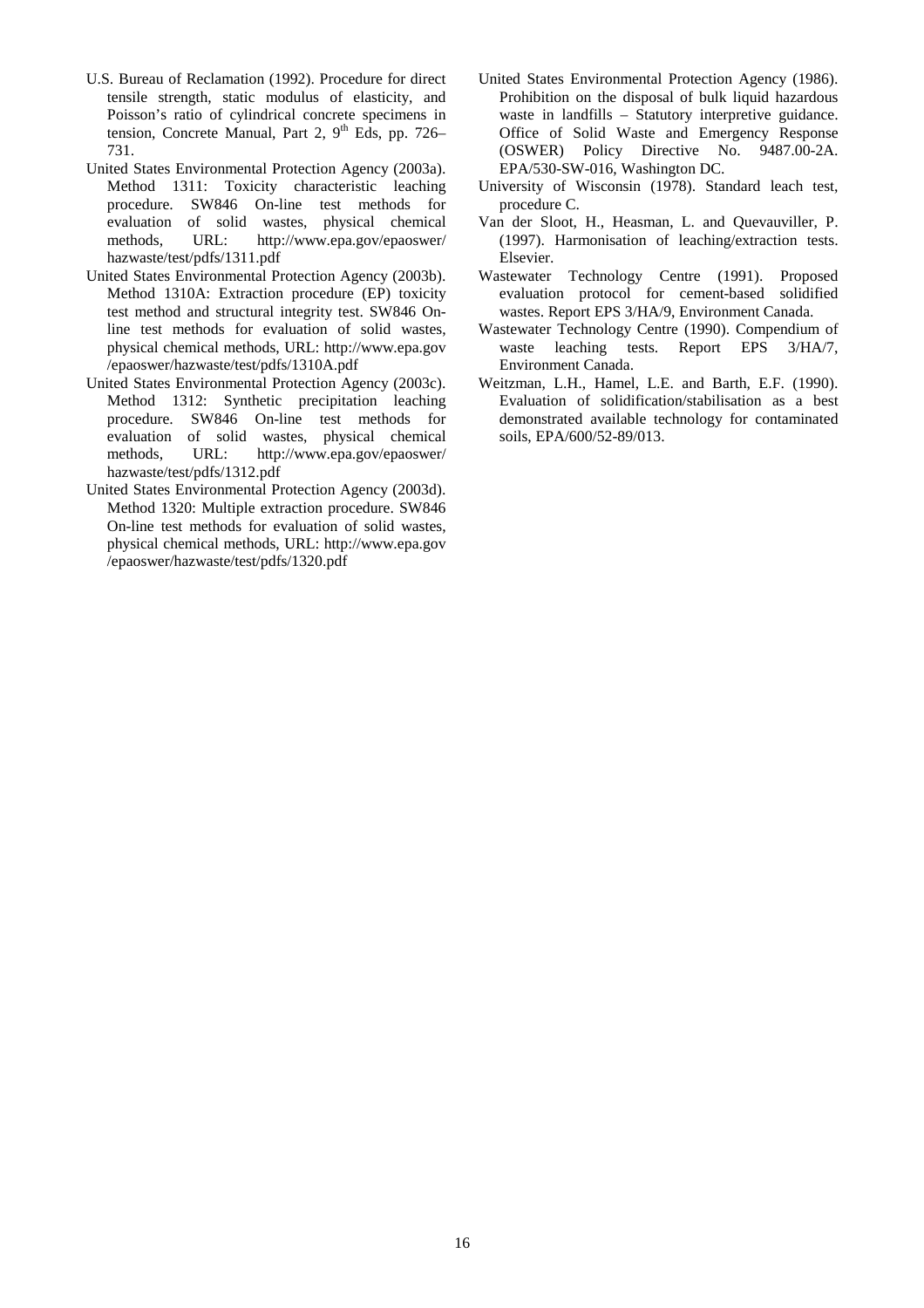U.S. Bureau of Reclamation (1992). Procedure for direct tensile strength, static modulus of elasticity, and Poisson's ratio of cylindrical concrete specimens in tension, Concrete Manual, Part 2, 9th Eds, pp. 726–731.

United States Environmental Protection Agency (2003a). Method 1311: Toxicity characteristic leaching procedure. SW846 On-line test methods for evaluation of solid wastes, physical chemical methods, URL: http://www.epa.gov/epaoswer/hazwaste/test/pdfs/1311.pdf

United States Environmental Protection Agency (2003b). Method 1310A: Extraction procedure (EP) toxicity test method and structural integrity test. SW846 On-line test methods for evaluation of solid wastes, physical chemical methods, URL: http://www.epa.gov/epaoswer/hazwaste/test/pdfs/1310A.pdf

United States Environmental Protection Agency (2003c). Method 1312: Synthetic precipitation leaching procedure. SW846 On-line test methods for evaluation of solid wastes, physical chemical methods, URL: http://www.epa.gov/epaoswer/hazwaste/test/pdfs/1312.pdf

United States Environmental Protection Agency (2003d). Method 1320: Multiple extraction procedure. SW846 On-line test methods for evaluation of solid wastes, physical chemical methods, URL: http://www.epa.gov/epaoswer/hazwaste/test/pdfs/1320.pdf

United States Environmental Protection Agency (1986). Prohibition on the disposal of bulk liquid hazardous waste in landfills – Statutory interpretive guidance. Office of Solid Waste and Emergency Response (OSWER) Policy Directive No. 9487.00-2A. EPA/530-SW-016, Washington DC.

University of Wisconsin (1978). Standard leach test, procedure C.

Van der Sloot, H., Heasman, L. and Quevauviller, P. (1997). Harmonisation of leaching/extraction tests. Elsevier.

Wastewater Technology Centre (1991). Proposed evaluation protocol for cement-based solidified wastes. Report EPS 3/HA/9, Environment Canada.

Wastewater Technology Centre (1990). Compendium of waste leaching tests. Report EPS 3/HA/7, Environment Canada.

Weitzman, L.H., Hamel, L.E. and Barth, E.F. (1990). Evaluation of solidification/stabilisation as a best demonstrated available technology for contaminated soils, EPA/600/52-89/013.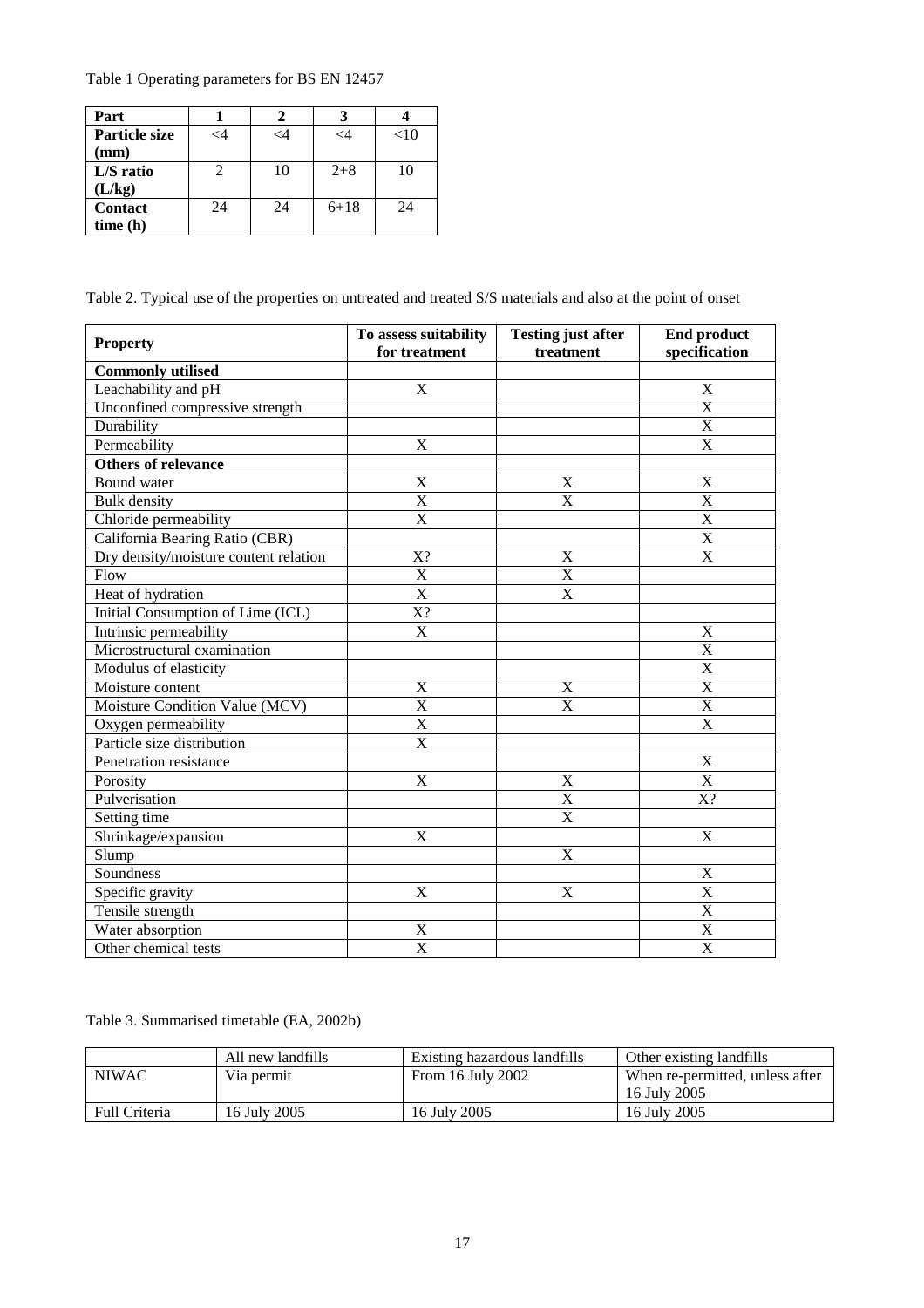Table 1 Operating parameters for BS EN 12457

| **Part** | **1** | **2** | **3** | **4** |
| --- | --- | --- | --- | --- |
| **Particle size (mm)** | <4 | <4 | <4 | <10 |
| **L/S ratio (L/kg)** | 2 | 10 | 2+8 | 10 |
| **Contact time (h)** | 24 | 24 | 6+18 | 24 |

Table 2. Typical use of the properties on untreated and treated S/S materials and also at the point of onset

| **Property** | **To assess suitability for treatment** | **Testing just after treatment** | **End product specification** |
| --- | --- | --- | --- |
| **Commonly utilised** | | | |
| Leachability and pH | X | | X |
| Unconfined compressive strength | | | X |
| Durability | | | X |
| Permeability | X | | X |
| **Others of relevance** | | | |
| Bound water | X | X | X |
| Bulk density | X | X | X |
| Chloride permeability | X | | X |
| California Bearing Ratio (CBR) | | | X |
| Dry density/moisture content relation | X? | X | X |
| Flow | X | X | |
| Heat of hydration | X | X | |
| Initial Consumption of Lime (ICL) | X? | | |
| Intrinsic permeability | X | | X |
| Microstructural examination | | | X |
| Modulus of elasticity | | | X |
| Moisture content | X | X | X |
| Moisture Condition Value (MCV) | X | X | X |
| Oxygen permeability | X | | X |
| Particle size distribution | X | | |
| Penetration resistance | | | X |
| Porosity | X | X | X |
| Pulverisation | | X | X? |
| Setting time | | X | |
| Shrinkage/expansion | X | | X |
| Slump | | X | |
| Soundness | | | X |
| Specific gravity | X | X | X |
| Tensile strength | | | X |
| Water absorption | X | | X |
| Other chemical tests | X | | X |

Table 3. Summarised timetable (EA, 2002b)

| | All new landfills | Existing hazardous landfills | Other existing landfills |
| --- | --- | --- | --- |
| NIWAC | Via permit | From 16 July 2002 | When re-permitted, unless after 16 July 2005 |
| Full Criteria | 16 July 2005 | 16 July 2005 | 16 July 2005 |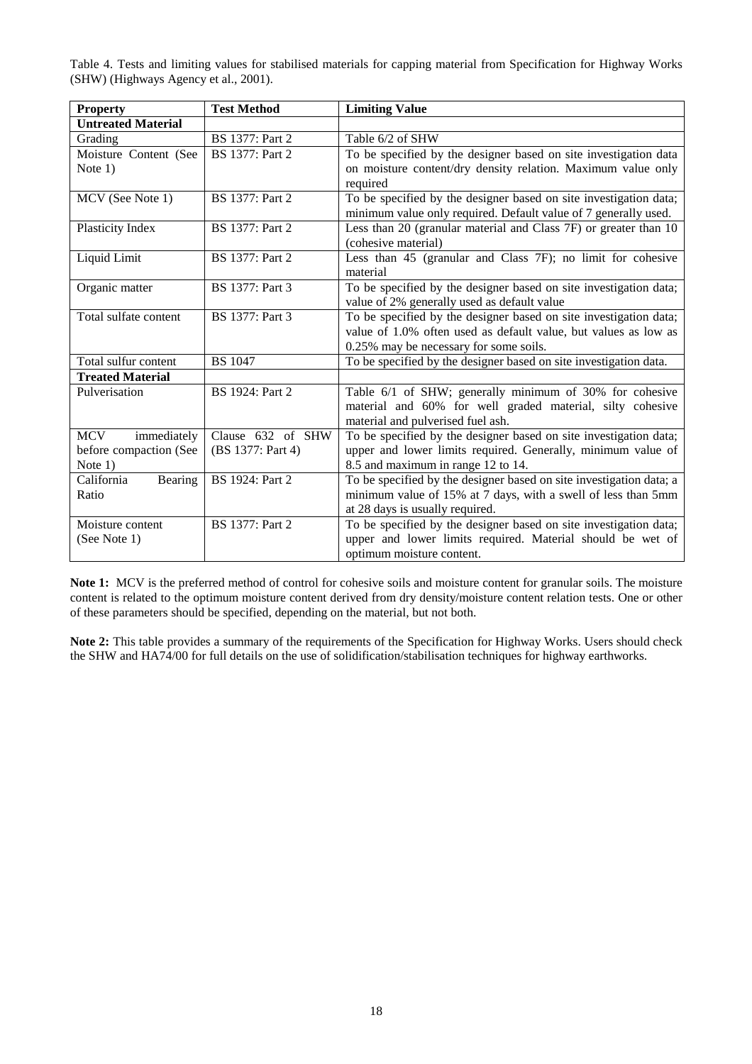Table 4. Tests and limiting values for stabilised materials for capping material from Specification for Highway Works (SHW) (Highways Agency et al., 2001).

| Property | Test Method | Limiting Value |
|---|---|---|
| **Untreated Material** | | |
| Grading | BS 1377: Part 2 | Table 6/2 of SHW |
| Moisture Content (See Note 1) | BS 1377: Part 2 | To be specified by the designer based on site investigation data on moisture content/dry density relation. Maximum value only required |
| MCV (See Note 1) | BS 1377: Part 2 | To be specified by the designer based on site investigation data; minimum value only required. Default value of 7 generally used. |
| Plasticity Index | BS 1377: Part 2 | Less than 20 (granular material and Class 7F) or greater than 10 (cohesive material) |
| Liquid Limit | BS 1377: Part 2 | Less than 45 (granular and Class 7F); no limit for cohesive material |
| Organic matter | BS 1377: Part 3 | To be specified by the designer based on site investigation data; value of 2% generally used as default value |
| Total sulfate content | BS 1377: Part 3 | To be specified by the designer based on site investigation data; value of 1.0% often used as default value, but values as low as 0.25% may be necessary for some soils. |
| Total sulfur content | BS 1047 | To be specified by the designer based on site investigation data. |
| **Treated Material** | | |
| Pulverisation | BS 1924: Part 2 | Table 6/1 of SHW; generally minimum of 30% for cohesive material and 60% for well graded material, silty cohesive material and pulverised fuel ash. |
| MCV immediately before compaction (See Note 1) | Clause 632 of SHW (BS 1377: Part 4) | To be specified by the designer based on site investigation data; upper and lower limits required. Generally, minimum value of 8.5 and maximum in range 12 to 14. |
| California Bearing Ratio | BS 1924: Part 2 | To be specified by the designer based on site investigation data; a minimum value of 15% at 7 days, with a swell of less than 5mm at 28 days is usually required. |
| Moisture content (See Note 1) | BS 1377: Part 2 | To be specified by the designer based on site investigation data; upper and lower limits required. Material should be wet of optimum moisture content. |

**Note 1:** MCV is the preferred method of control for cohesive soils and moisture content for granular soils. The moisture content is related to the optimum moisture content derived from dry density/moisture content relation tests. One or other of these parameters should be specified, depending on the material, but not both.

**Note 2:** This table provides a summary of the requirements of the Specification for Highway Works. Users should check the SHW and HA74/00 for full details on the use of solidification/stabilisation techniques for highway earthworks.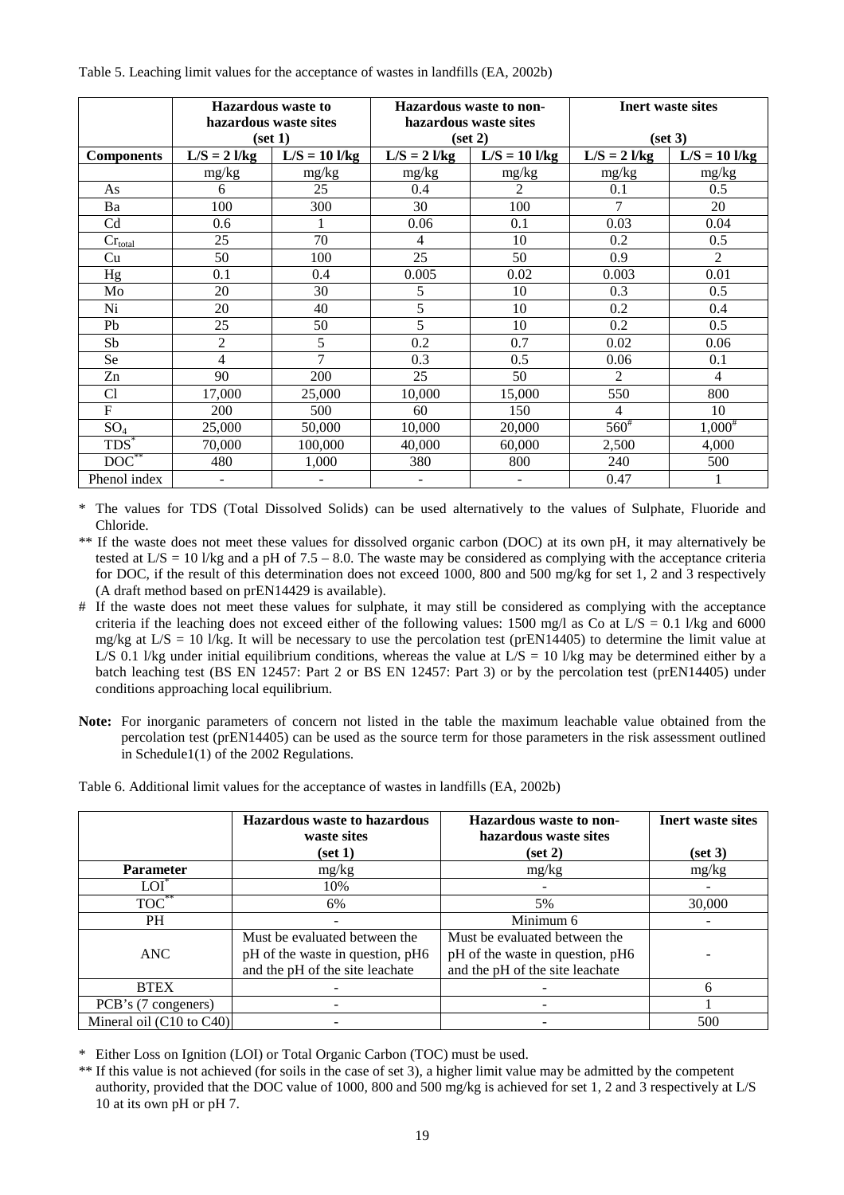Table 5. Leaching limit values for the acceptance of wastes in landfills (EA, 2002b)

| | Hazardous waste to hazardous waste sites (set 1) | | Hazardous waste to non-hazardous waste sites (set 2) | | Inert waste sites (set 3) | |
|---|---|---|---|---|---|---|
| **Components** | **L/S = 2 l/kg** | **L/S = 10 l/kg** | **L/S = 2 l/kg** | **L/S = 10 l/kg** | **L/S = 2 l/kg** | **L/S = 10 l/kg** |
| | mg/kg | mg/kg | mg/kg | mg/kg | mg/kg | mg/kg |
| As | 6 | 25 | 0.4 | 2 | 0.1 | 0.5 |
| Ba | 100 | 300 | 30 | 100 | 7 | 20 |
| Cd | 0.6 | 1 | 0.06 | 0.1 | 0.03 | 0.04 |
| $Cr_{total}$ | 25 | 70 | 4 | 10 | 0.2 | 0.5 |
| Cu | 50 | 100 | 25 | 50 | 0.9 | 2 |
| Hg | 0.1 | 0.4 | 0.005 | 0.02 | 0.003 | 0.01 |
| Mo | 20 | 30 | 5 | 10 | 0.3 | 0.5 |
| Ni | 20 | 40 | 5 | 10 | 0.2 | 0.4 |
| Pb | 25 | 50 | 5 | 10 | 0.2 | 0.5 |
| Sb | 2 | 5 | 0.2 | 0.7 | 0.02 | 0.06 |
| Se | 4 | 7 | 0.3 | 0.5 | 0.06 | 0.1 |
| Zn | 90 | 200 | 25 | 50 | 2 | 4 |
| Cl | 17,000 | 25,000 | 10,000 | 15,000 | 550 | 800 |
| F | 200 | 500 | 60 | 150 | 4 | 10 |
| $SO_4$ | 25,000 | 50,000 | 10,000 | 20,000 | 560# | 1,000# |
| TDS* | 70,000 | 100,000 | 40,000 | 60,000 | 2,500 | 4,000 |
| DOC** | 480 | 1,000 | 380 | 800 | 240 | 500 |
| Phenol index | - | - | - | - | 0.47 | 1 |

\* The values for TDS (Total Dissolved Solids) can be used alternatively to the values of Sulphate, Fluoride and Chloride.

** If the waste does not meet these values for dissolved organic carbon (DOC) at its own pH, it may alternatively be tested at L/S = 10 l/kg and a pH of 7.5 – 8.0. The waste may be considered as complying with the acceptance criteria for DOC, if the result of this determination does not exceed 1000, 800 and 500 mg/kg for set 1, 2 and 3 respectively (A draft method based on prEN14429 is available).

\# If the waste does not meet these values for sulphate, it may still be considered as complying with the acceptance criteria if the leaching does not exceed either of the following values: 1500 mg/l as Co at L/S = 0.1 l/kg and 6000 mg/kg at L/S = 10 l/kg. It will be necessary to use the percolation test (prEN14405) to determine the limit value at L/S 0.1 l/kg under initial equilibrium conditions, whereas the value at L/S = 10 l/kg may be determined either by a batch leaching test (BS EN 12457: Part 2 or BS EN 12457: Part 3) or by the percolation test (prEN14405) under conditions approaching local equilibrium.

**Note:** For inorganic parameters of concern not listed in the table the maximum leachable value obtained from the percolation test (prEN14405) can be used as the source term for those parameters in the risk assessment outlined in Schedule1(1) of the 2002 Regulations.

Table 6. Additional limit values for the acceptance of wastes in landfills (EA, 2002b)

| | Hazardous waste to hazardous waste sites (set 1) | Hazardous waste to non-hazardous waste sites (set 2) | Inert waste sites (set 3) |
|---|---|---|---|
| **Parameter** | mg/kg | mg/kg | mg/kg |
| LOI* | 10% | - | - |
| TOC** | 6% | 5% | 30,000 |
| PH | - | Minimum 6 | - |
| ANC | Must be evaluated between the pH of the waste in question, pH6 and the pH of the site leachate | Must be evaluated between the pH of the waste in question, pH6 and the pH of the site leachate | - |
| BTEX | - | - | 6 |
| PCB's (7 congeners) | - | - | 1 |
| Mineral oil (C10 to C40) | - | - | 500 |

\* Either Loss on Ignition (LOI) or Total Organic Carbon (TOC) must be used.

** If this value is not achieved (for soils in the case of set 3), a higher limit value may be admitted by the competent authority, provided that the DOC value of 1000, 800 and 500 mg/kg is achieved for set 1, 2 and 3 respectively at L/S 10 at its own pH or pH 7.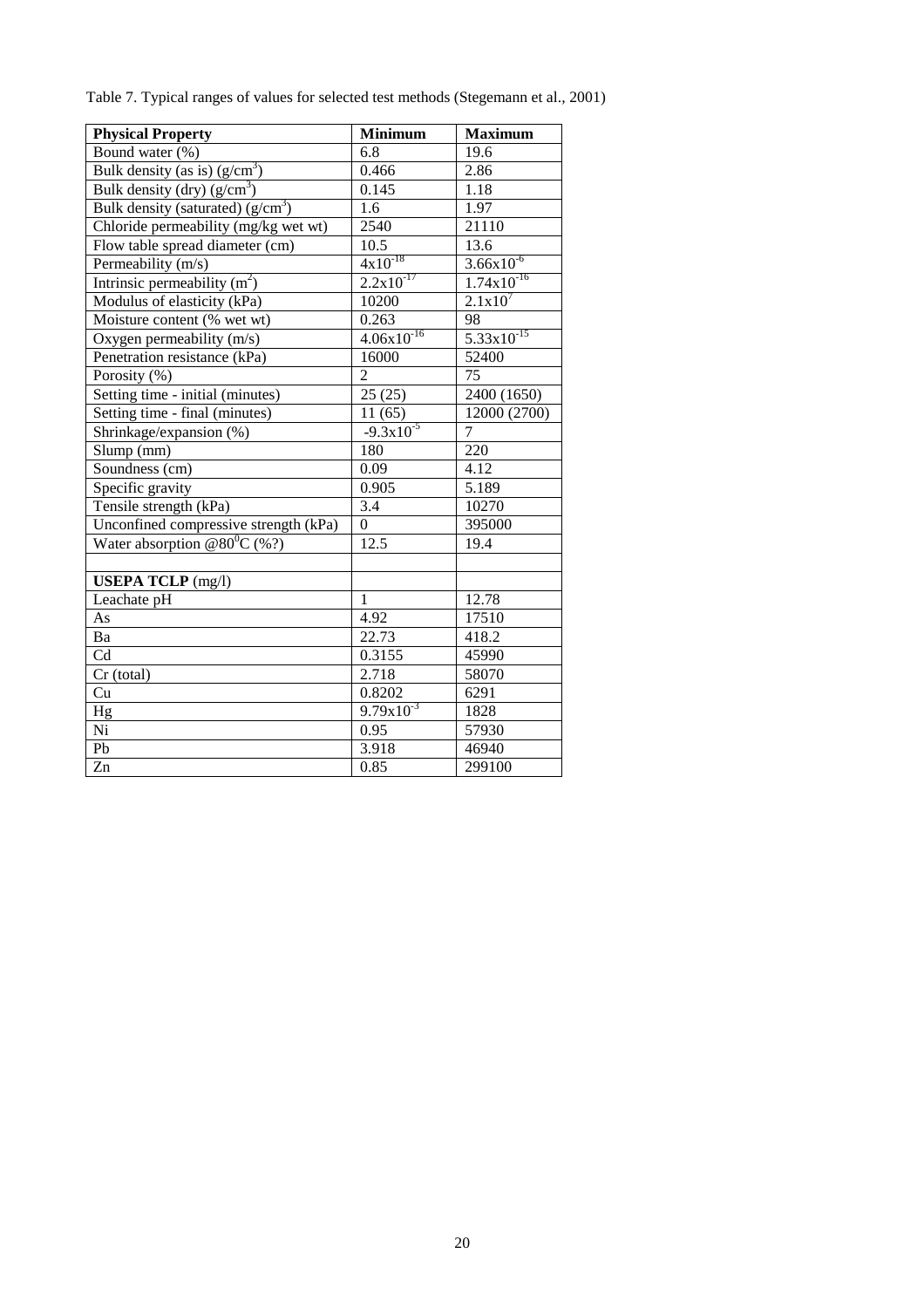Table 7. Typical ranges of values for selected test methods (Stegemann et al., 2001)

| **Physical Property** | **Minimum** | **Maximum** |
|---|---|---|
| Bound water (%) | 6.8 | 19.6 |
| Bulk density (as is) ($g/cm^3$) | 0.466 | 2.86 |
| Bulk density (dry) ($g/cm^3$) | 0.145 | 1.18 |
| Bulk density (saturated) ($g/cm^3$) | 1.6 | 1.97 |
| Chloride permeability (mg/kg wet wt) | 2540 | 21110 |
| Flow table spread diameter (cm) | 10.5 | 13.6 |
| Permeability (m/s) | $4x10^{-18}$ | $3.66x10^{-6}$ |
| Intrinsic permeability ($m^2$) | $2.2x10^{-17}$ | $1.74x10^{-16}$ |
| Modulus of elasticity (kPa) | 10200 | $2.1x10^{7}$ |
| Moisture content (% wet wt) | 0.263 | 98 |
| Oxygen permeability (m/s) | $4.06x10^{-16}$ | $5.33x10^{-15}$ |
| Penetration resistance (kPa) | 16000 | 52400 |
| Porosity (%) | 2 | 75 |
| Setting time - initial (minutes) | 25 (25) | 2400 (1650) |
| Setting time - final (minutes) | 11 (65) | 12000 (2700) |
| Shrinkage/expansion (%) | $-9.3x10^{-5}$ | 7 |
| Slump (mm) | 180 | 220 |
| Soundness (cm) | 0.09 | 4.12 |
| Specific gravity | 0.905 | 5.189 |
| Tensile strength (kPa) | 3.4 | 10270 |
| Unconfined compressive strength (kPa) | 0 | 395000 |
| Water absorption @$80^0$C (%?) | 12.5 | 19.4 |
| | | |
| **USEPA TCLP** (mg/l) | | |
| Leachate pH | 1 | 12.78 |
| As | 4.92 | 17510 |
| Ba | 22.73 | 418.2 |
| Cd | 0.3155 | 45990 |
| Cr (total) | 2.718 | 58070 |
| Cu | 0.8202 | 6291 |
| Hg | $9.79x10^{-3}$ | 1828 |
| Ni | 0.95 | 57930 |
| Pb | 3.918 | 46940 |
| Zn | 0.85 | 299100 |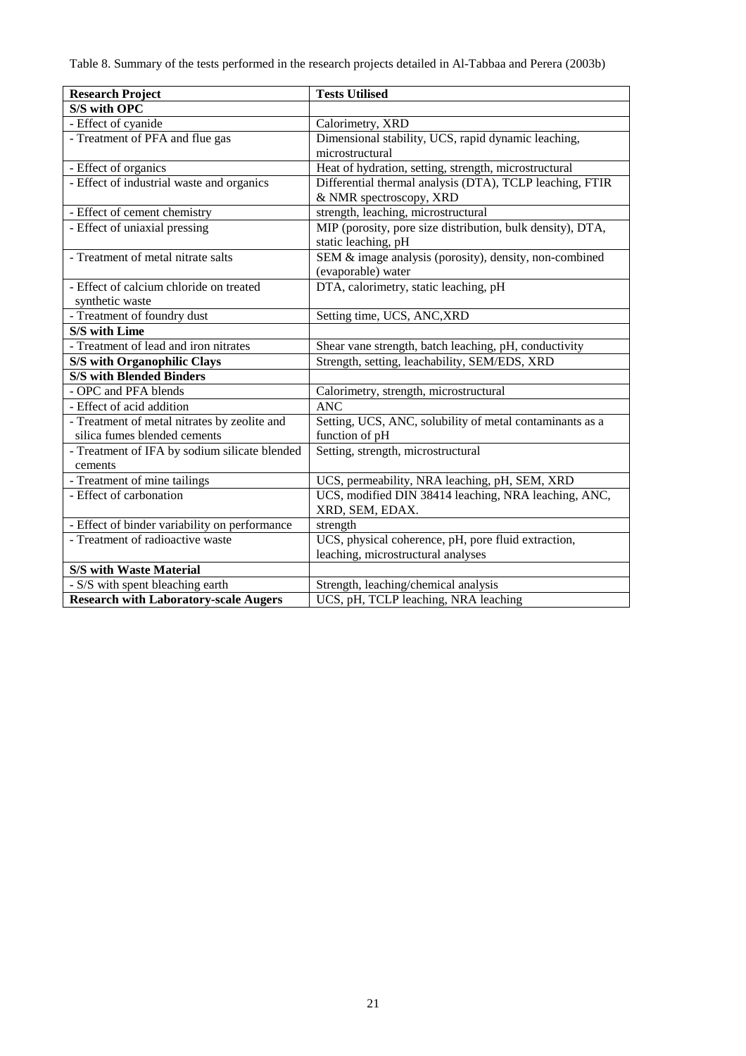Table 8. Summary of the tests performed in the research projects detailed in Al-Tabbaa and Perera (2003b)

| **Research Project** | **Tests Utilised** |
|---|---|
| **S/S with OPC** | |
| - Effect of cyanide | Calorimetry, XRD |
| - Treatment of PFA and flue gas | Dimensional stability, UCS, rapid dynamic leaching, microstructural |
| - Effect of organics | Heat of hydration, setting, strength, microstructural |
| - Effect of industrial waste and organics | Differential thermal analysis (DTA), TCLP leaching, FTIR & NMR spectroscopy, XRD |
| - Effect of cement chemistry | strength, leaching, microstructural |
| - Effect of uniaxial pressing | MIP (porosity, pore size distribution, bulk density), DTA, static leaching, pH |
| - Treatment of metal nitrate salts | SEM & image analysis (porosity), density, non-combined (evaporable) water |
| - Effect of calcium chloride on treated synthetic waste | DTA, calorimetry, static leaching, pH |
| - Treatment of foundry dust | Setting time, UCS, ANC,XRD |
| **S/S with Lime** | |
| - Treatment of lead and iron nitrates | Shear vane strength, batch leaching, pH, conductivity |
| **S/S with Organophilic Clays** | Strength, setting, leachability, SEM/EDS, XRD |
| **S/S with Blended Binders** | |
| - OPC and PFA blends | Calorimetry, strength, microstructural |
| - Effect of acid addition | ANC |
| - Treatment of metal nitrates by zeolite and silica fumes blended cements | Setting, UCS, ANC, solubility of metal contaminants as a function of pH |
| - Treatment of IFA by sodium silicate blended cements | Setting, strength, microstructural |
| - Treatment of mine tailings | UCS, permeability, NRA leaching, pH, SEM, XRD |
| - Effect of carbonation | UCS, modified DIN 38414 leaching, NRA leaching, ANC, XRD, SEM, EDAX. |
| - Effect of binder variability on performance | strength |
| - Treatment of radioactive waste | UCS, physical coherence, pH, pore fluid extraction, leaching, microstructural analyses |
| **S/S with Waste Material** | |
| - S/S with spent bleaching earth | Strength, leaching/chemical analysis |
| **Research with Laboratory-scale Augers** | UCS, pH, TCLP leaching, NRA leaching |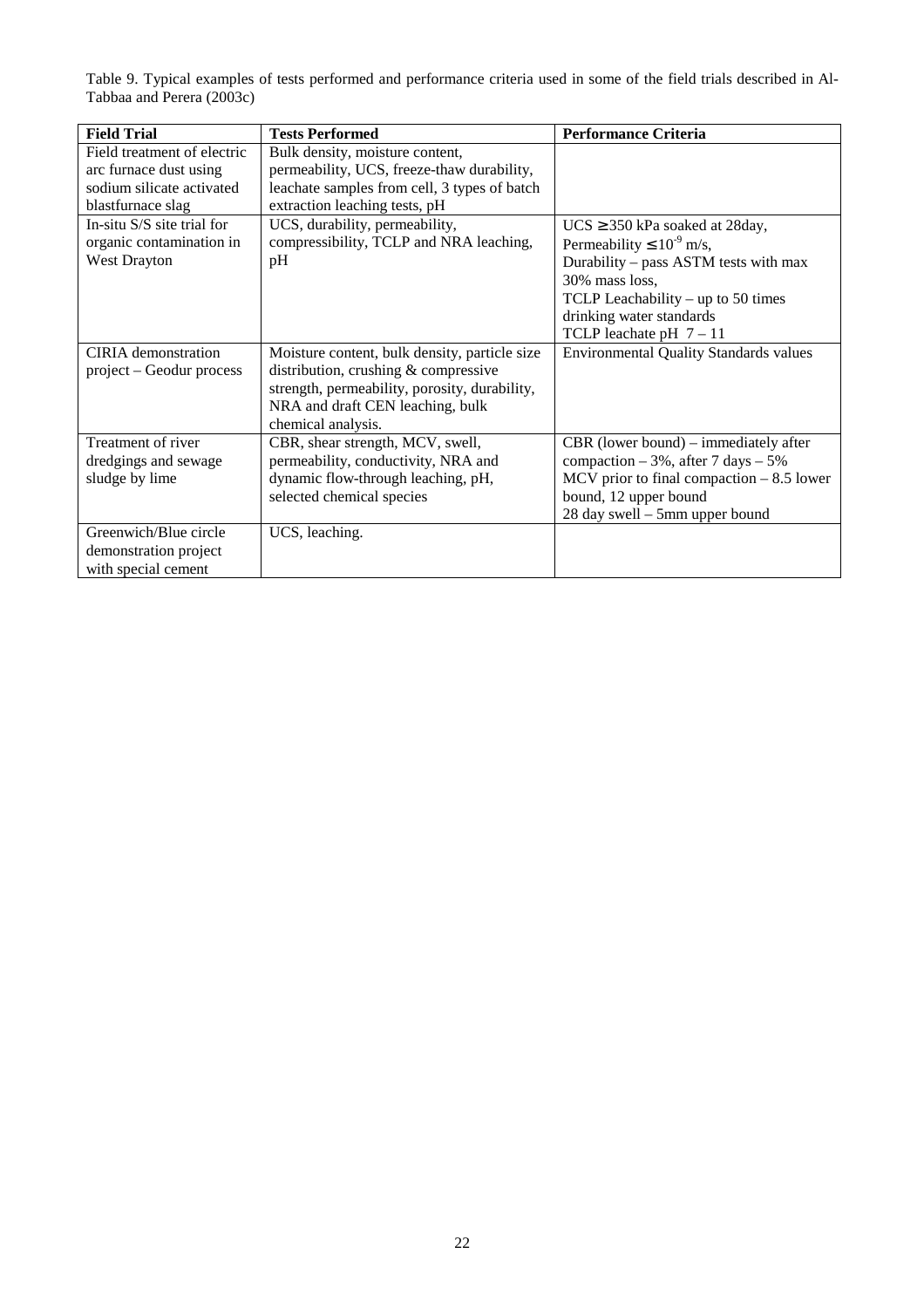Table 9. Typical examples of tests performed and performance criteria used in some of the field trials described in Al-Tabbaa and Perera (2003c)

| Field Trial | Tests Performed | Performance Criteria |
|---|---|---|
| Field treatment of electric arc furnace dust using sodium silicate activated blastfurnace slag | Bulk density, moisture content, permeability, UCS, freeze-thaw durability, leachate samples from cell, 3 types of batch extraction leaching tests, pH | |
| In-situ S/S site trial for organic contamination in West Drayton | UCS, durability, permeability, compressibility, TCLP and NRA leaching, pH | UCS $\geq$ 350 kPa soaked at 28day, Permeability $\leq 10^{-9}$ m/s, Durability – pass ASTM tests with max 30% mass loss, TCLP Leachability – up to 50 times drinking water standards TCLP leachate pH 7 – 11 |
| CIRIA demonstration project – Geodur process | Moisture content, bulk density, particle size distribution, crushing & compressive strength, permeability, porosity, durability, NRA and draft CEN leaching, bulk chemical analysis. | Environmental Quality Standards values |
| Treatment of river dredgings and sewage sludge by lime | CBR, shear strength, MCV, swell, permeability, conductivity, NRA and dynamic flow-through leaching, pH, selected chemical species | CBR (lower bound) – immediately after compaction – 3%, after 7 days – 5% MCV prior to final compaction – 8.5 lower bound, 12 upper bound 28 day swell – 5mm upper bound |
| Greenwich/Blue circle demonstration project with special cement | UCS, leaching. | |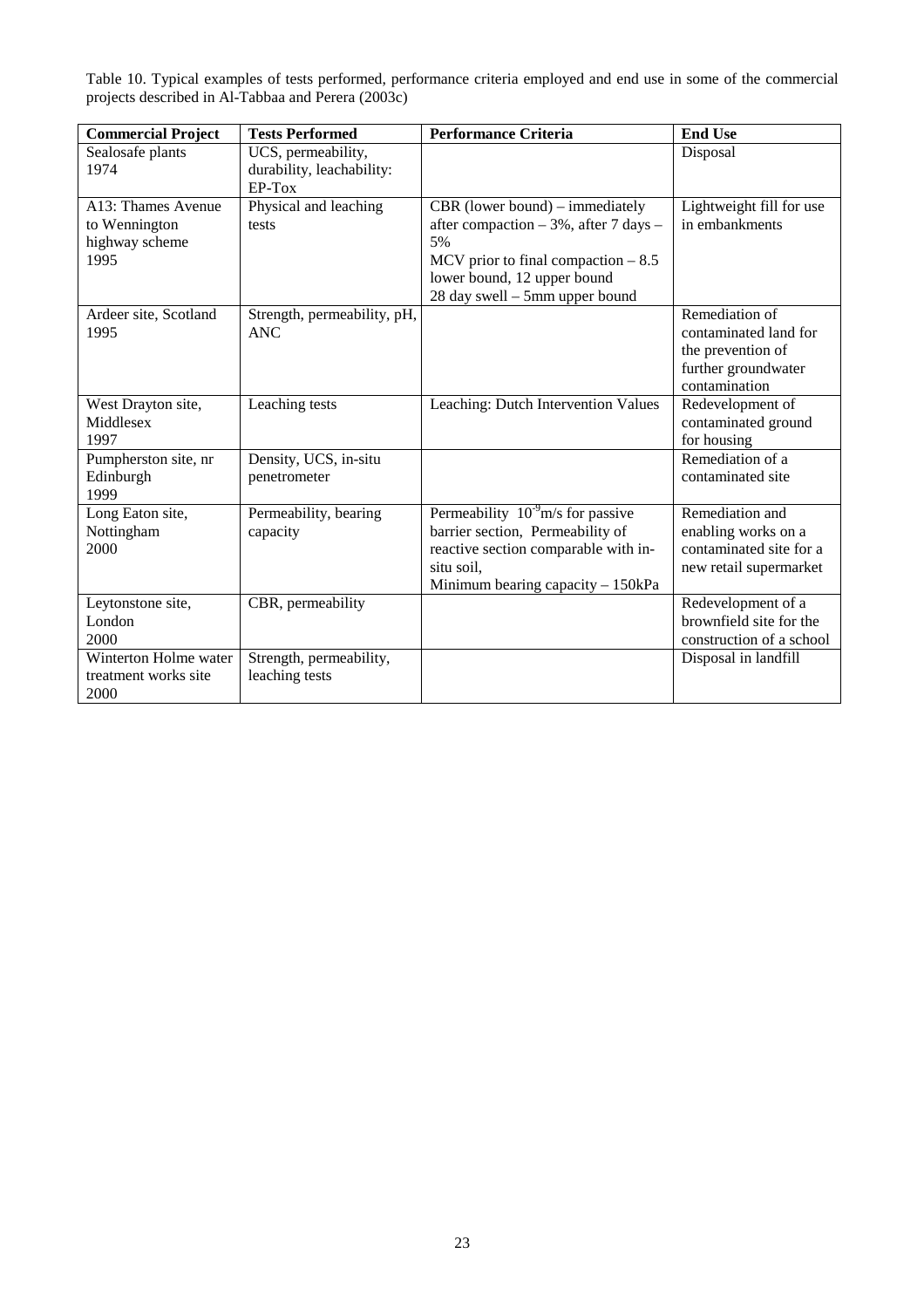Table 10. Typical examples of tests performed, performance criteria employed and end use in some of the commercial projects described in Al-Tabbaa and Perera (2003c)

| Commercial Project | Tests Performed | Performance Criteria | End Use |
|---|---|---|---|
| Sealosafe plants 1974 | UCS, permeability, durability, leachability: EP-Tox | | Disposal |
| A13: Thames Avenue to Wennington highway scheme 1995 | Physical and leaching tests | CBR (lower bound) – immediately after compaction – 3%, after 7 days – 5% MCV prior to final compaction – 8.5 lower bound, 12 upper bound 28 day swell – 5mm upper bound | Lightweight fill for use in embankments |
| Ardeer site, Scotland 1995 | Strength, permeability, pH, ANC | | Remediation of contaminated land for the prevention of further groundwater contamination |
| West Drayton site, Middlesex 1997 | Leaching tests | Leaching: Dutch Intervention Values | Redevelopment of contaminated ground for housing |
| Pumpherston site, nr Edinburgh 1999 | Density, UCS, in-situ penetrometer | | Remediation of a contaminated site |
| Long Eaton site, Nottingham 2000 | Permeability, bearing capacity | Permeability $10^{-9}$m/s for passive barrier section, Permeability of reactive section comparable with in-situ soil, Minimum bearing capacity – 150kPa | Remediation and enabling works on a contaminated site for a new retail supermarket |
| Leytonstone site, London 2000 | CBR, permeability | | Redevelopment of a brownfield site for the construction of a school |
| Winterton Holme water treatment works site 2000 | Strength, permeability, leaching tests | | Disposal in landfill |